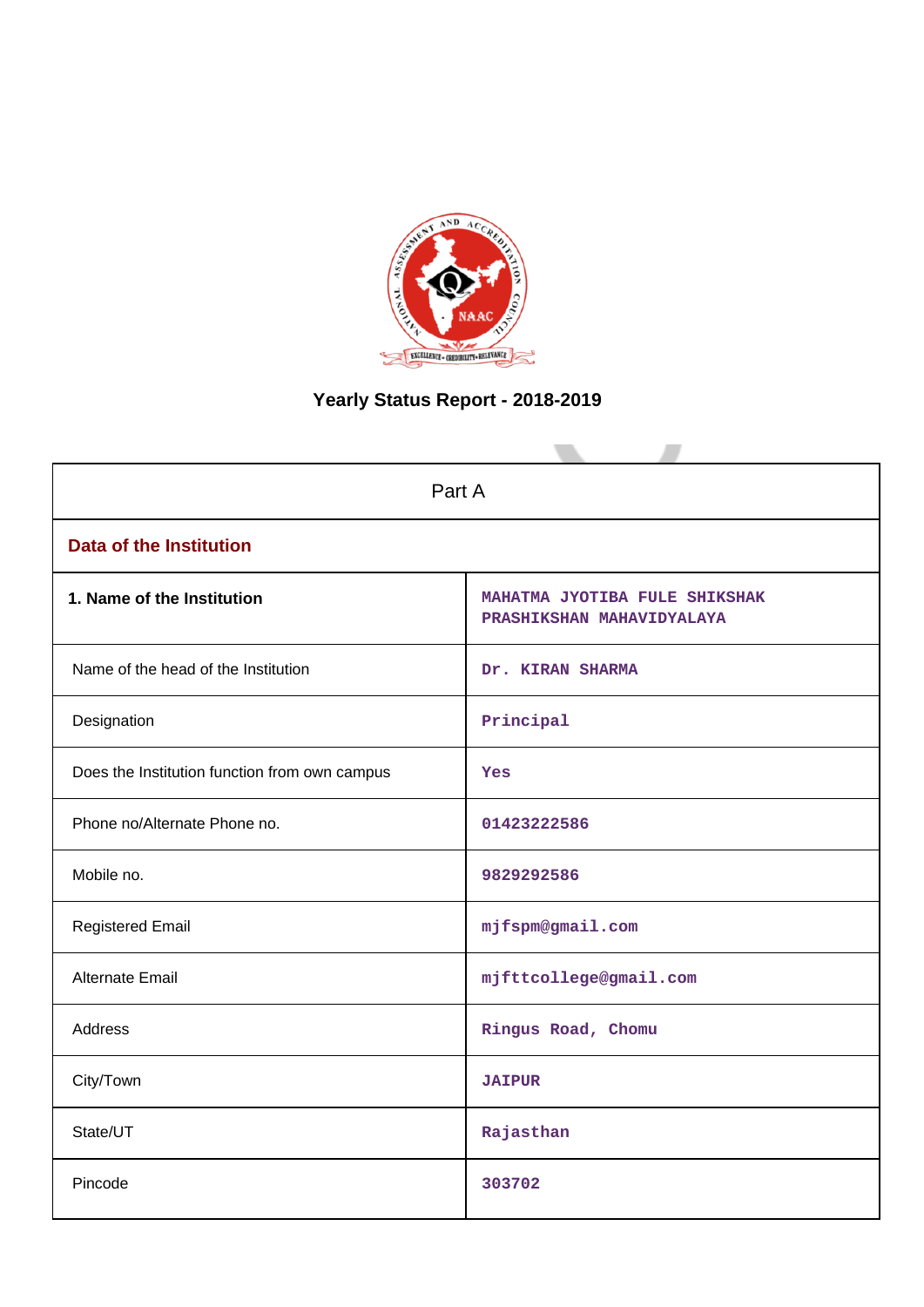# Yearly Status Report - 2018-2019

| Part A | |
|---|---|
| **Data of the Institution** | |
| **1. Name of the Institution** | MAHATMA JYOTIBA FULE SHIKSHAK PRASHIKSHAN MAHAVIDYALAYA |
| Name of the head of the Institution | Dr. KIRAN SHARMA |
| Designation | Principal |
| Does the Institution function from own campus | Yes |
| Phone no/Alternate Phone no. | 01423222586 |
| Mobile no. | 9829292586 |
| Registered Email | mjfspm@gmail.com |
| Alternate Email | mjfttcollege@gmail.com |
| Address | Ringus Road, Chomu |
| City/Town | JAIPUR |
| State/UT | Rajasthan |
| Pincode | 303702 |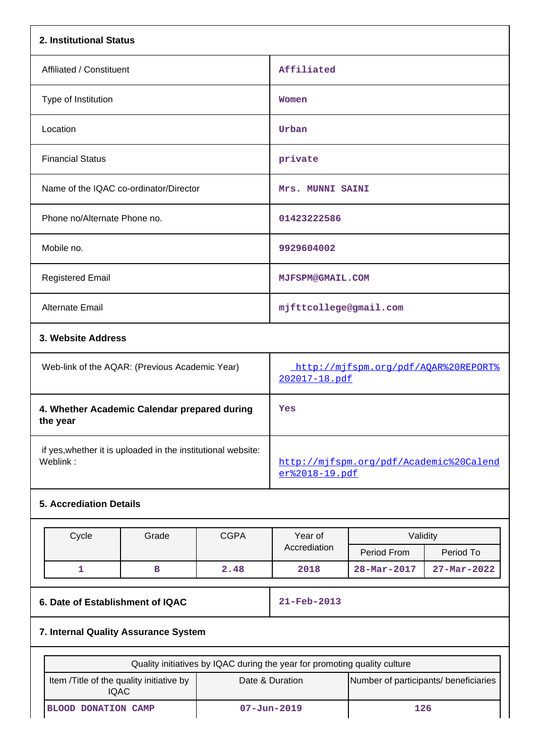## 2. Institutional Status

| | |
|---|---|
| Affiliated / Constituent | Affiliated |
| Type of Institution | Women |
| Location | Urban |
| Financial Status | private |
| Name of the IQAC co-ordinator/Director | Mrs. MUNNI SAINI |
| Phone no/Alternate Phone no. | 01423222586 |
| Mobile no. | 9929604002 |
| Registered Email | MJFSPM@GMAIL.COM |
| Alternate Email | mjfttcollege@gmail.com |

## 3. Website Address

| | |
|---|---|
| Web-link of the AQAR: (Previous Academic Year) | http://mjfspm.org/pdf/AQAR%20REPORT%202017-18.pdf |
| **4. Whether Academic Calendar prepared during the year** | Yes |
| if yes,whether it is uploaded in the institutional website: Weblink : | http://mjfspm.org/pdf/Academic%20Calender%2018-19.pdf |

## 5. Accreditation Details

| Cycle | Grade | CGPA | Year of Accrediation | Validity | |
|---|---|---|---|---|---|
| | | | | Period From | Period To |
| 1 | B | 2.48 | 2018 | 28-Mar-2017 | 27-Mar-2022 |

| | |
|---|---|
| **6. Date of Establishment of IQAC** | 21-Feb-2013 |

## 7. Internal Quality Assurance System

| Quality initiatives by IQAC during the year for promoting quality culture | | |
|---|---|---|
| Item /Title of the quality initiative by IQAC | Date & Duration | Number of participants/ beneficiaries |
| BLOOD DONATION CAMP | 07-Jun-2019 | 126 |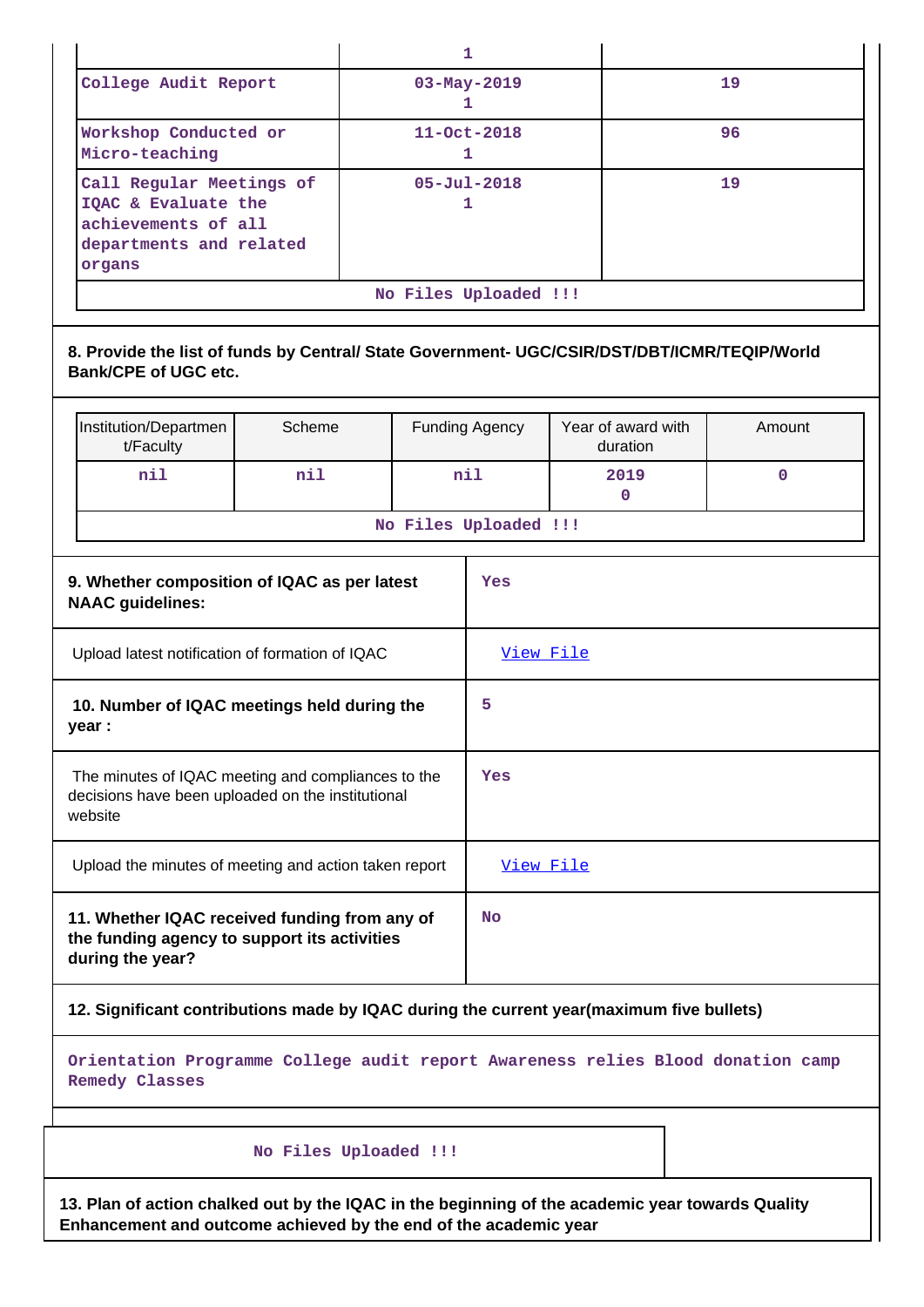| | 1 | |
|---|---|---|
| College Audit Report | 03-May-2019<br>1 | 19 |
| Workshop Conducted or Micro-teaching | 11-Oct-2018<br>1 | 96 |
| Call Regular Meetings of IQAC & Evaluate the achievements of all departments and related organs | 05-Jul-2018<br>1 | 19 |

No Files Uploaded !!!

**8. Provide the list of funds by Central/ State Government- UGC/CSIR/DST/DBT/ICMR/TEQIP/World Bank/CPE of UGC etc.**

| Institution/Department/Faculty | Scheme | Funding Agency | Year of award with duration | Amount |
|---|---|---|---|---|
| nil | nil | nil | 2019<br>0 | 0 |

No Files Uploaded !!!

| | |
|---|---|
| **9. Whether composition of IQAC as per latest NAAC guidelines:** | Yes |
| Upload latest notification of formation of IQAC | View File |
| **10. Number of IQAC meetings held during the year :** | 5 |
| The minutes of IQAC meeting and compliances to the decisions have been uploaded on the institutional website | Yes |
| Upload the minutes of meeting and action taken report | View File |
| **11. Whether IQAC received funding from any of the funding agency to support its activities during the year?** | No |

**12. Significant contributions made by IQAC during the current year(maximum five bullets)**

Orientation Programme College audit report Awareness relies Blood donation camp Remedy Classes

No Files Uploaded !!!

**13. Plan of action chalked out by the IQAC in the beginning of the academic year towards Quality Enhancement and outcome achieved by the end of the academic year**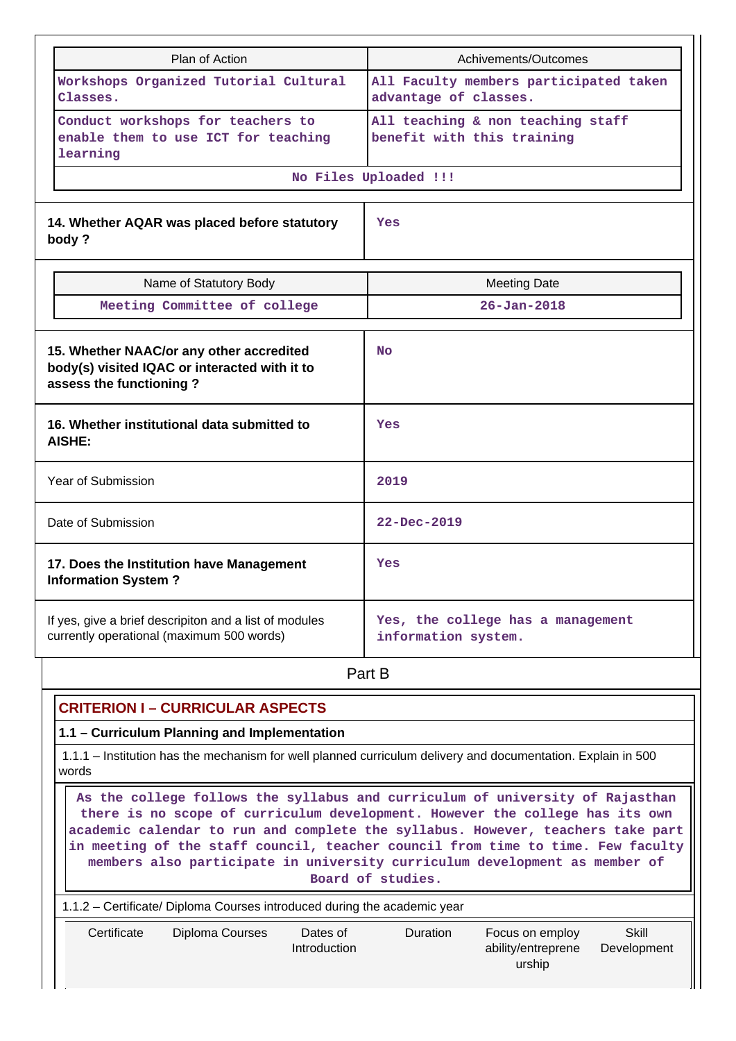| Plan of Action | Achivements/Outcomes |
|---|---|
| Workshops Organized Tutorial Cultural Classes. | All Faculty members participated taken advantage of classes. |
| Conduct workshops for teachers to enable them to use ICT for teaching learning | All teaching & non teaching staff benefit with this training |
| No Files Uploaded !!! | |

| | |
|---|---|
| **14. Whether AQAR was placed before statutory body ?** | Yes |

| Name of Statutory Body | Meeting Date |
|---|---|
| Meeting Committee of college | 26-Jan-2018 |

| | |
|---|---|
| **15. Whether NAAC/or any other accredited body(s) visited IQAC or interacted with it to assess the functioning ?** | No |
| **16. Whether institutional data submitted to AISHE:** | Yes |
| Year of Submission | 2019 |
| Date of Submission | 22-Dec-2019 |
| **17. Does the Institution have Management Information System ?** | Yes |
| If yes, give a brief descripiton and a list of modules currently operational (maximum 500 words) | Yes, the college has a management information system. |

## Part B

### CRITERION I – CURRICULAR ASPECTS

#### 1.1 – Curriculum Planning and Implementation

1.1.1 – Institution has the mechanism for well planned curriculum delivery and documentation. Explain in 500 words

As the college follows the syllabus and curriculum of university of Rajasthan there is no scope of curriculum development. However the college has its own academic calendar to run and complete the syllabus. However, teachers take part in meeting of the staff council, teacher council from time to time. Few faculty members also participate in university curriculum development as member of Board of studies.

1.1.2 – Certificate/ Diploma Courses introduced during the academic year

| Certificate | Diploma Courses | Dates of Introduction | Duration | Focus on employ ability/entreprene urship | Skill Development |
|---|---|---|---|---|---|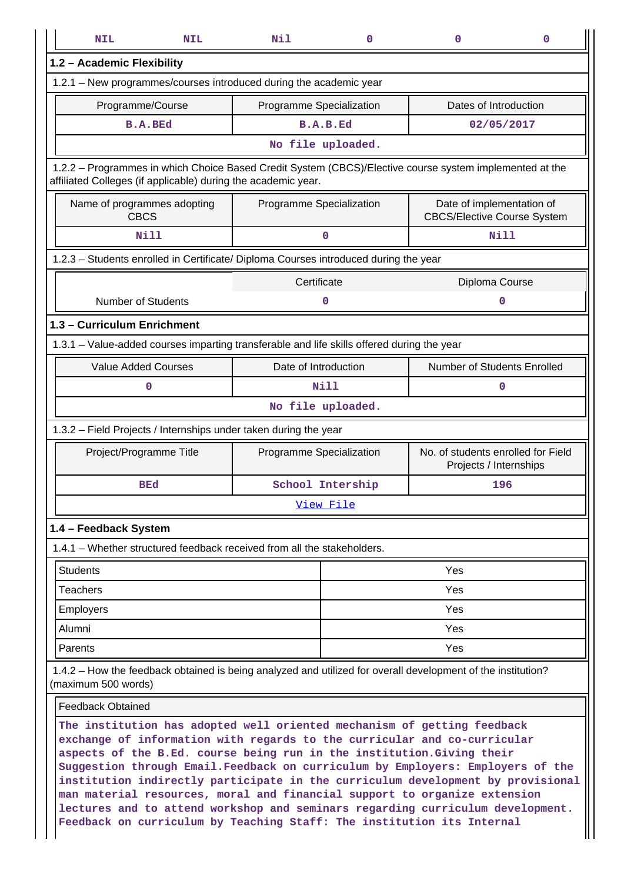| NIL | NIL | Nil | 0 | 0 | 0 |
|---|---|---|---|---|---|

## 1.2 – Academic Flexibility

1.2.1 – New programmes/courses introduced during the academic year

| Programme/Course | Programme Specialization | Dates of Introduction |
|---|---|---|
| B.A.BEd | B.A.B.Ed | 02/05/2017 |
| No file uploaded. | | |

1.2.2 – Programmes in which Choice Based Credit System (CBCS)/Elective course system implemented at the affiliated Colleges (if applicable) during the academic year.

| Name of programmes adopting CBCS | Programme Specialization | Date of implementation of CBCS/Elective Course System |
|---|---|---|
| Nill | 0 | Nill |

1.2.3 – Students enrolled in Certificate/ Diploma Courses introduced during the year

| | Certificate | Diploma Course |
|---|---|---|
| Number of Students | 0 | 0 |

## 1.3 – Curriculum Enrichment

1.3.1 – Value-added courses imparting transferable and life skills offered during the year

| Value Added Courses | Date of Introduction | Number of Students Enrolled |
|---|---|---|
| 0 | Nill | 0 |
| No file uploaded. | | |

1.3.2 – Field Projects / Internships under taken during the year

| Project/Programme Title | Programme Specialization | No. of students enrolled for Field Projects / Internships |
|---|---|---|
| BEd | School Intership | 196 |
| View File | | |

## 1.4 – Feedback System

1.4.1 – Whether structured feedback received from all the stakeholders.

| | |
|---|---|
| Students | Yes |
| Teachers | Yes |
| Employers | Yes |
| Alumni | Yes |
| Parents | Yes |

1.4.2 – How the feedback obtained is being analyzed and utilized for overall development of the institution? (maximum 500 words)

Feedback Obtained

The institution has adopted well oriented mechanism of getting feedback exchange of information with regards to the curricular and co-curricular aspects of the B.Ed. course being run in the institution.Giving their Suggestion through Email.Feedback on curriculum by Employers: Employers of the institution indirectly participate in the curriculum development by provisional man material resources, moral and financial support to organize extension lectures and to attend workshop and seminars regarding curriculum development. Feedback on curriculum by Teaching Staff: The institution its Internal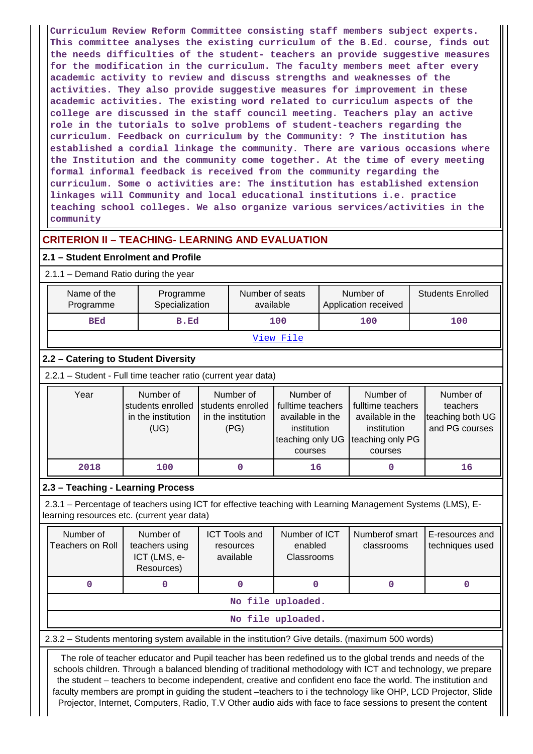**Curriculum Review Reform Committee consisting staff members subject experts. This committee analyses the existing curriculum of the B.Ed. course, finds out the needs difficulties of the student- teachers an provide suggestive measures for the modification in the curriculum. The faculty members meet after every academic activity to review and discuss strengths and weaknesses of the activities. They also provide suggestive measures for improvement in these academic activities. The existing word related to curriculum aspects of the college are discussed in the staff council meeting. Teachers play an active role in the tutorials to solve problems of student-teachers regarding the curriculum. Feedback on curriculum by the Community: ? The institution has established a cordial linkage the community. There are various occasions where the Institution and the community come together. At the time of every meeting formal informal feedback is received from the community regarding the curriculum. Some o activities are: The institution has established extension linkages will Community and local educational institutions i.e. practice teaching school colleges. We also organize various services/activities in the community**

## CRITERION II – TEACHING- LEARNING AND EVALUATION

### 2.1 – Student Enrolment and Profile

2.1.1 – Demand Ratio during the year

| Name of the Programme | Programme Specialization | Number of seats available | Number of Application received | Students Enrolled |
|---|---|---|---|---|
| BEd | B.Ed | 100 | 100 | 100 |
| View File | | | | |

### 2.2 – Catering to Student Diversity

2.2.1 – Student - Full time teacher ratio (current year data)

| Year | Number of students enrolled in the institution (UG) | Number of students enrolled in the institution (PG) | Number of fulltime teachers available in the institution teaching only UG courses | Number of fulltime teachers available in the institution teaching only PG courses | Number of teachers teaching both UG and PG courses |
|---|---|---|---|---|---|
| 2018 | 100 | 0 | 16 | 0 | 16 |

### 2.3 – Teaching - Learning Process

2.3.1 – Percentage of teachers using ICT for effective teaching with Learning Management Systems (LMS), E-learning resources etc. (current year data)

| Number of Teachers on Roll | Number of teachers using ICT (LMS, e-Resources) | ICT Tools and resources available | Number of ICT enabled Classrooms | Numberof smart classrooms | E-resources and techniques used |
|---|---|---|---|---|---|
| 0 | 0 | 0 | 0 | 0 | 0 |
| No file uploaded. | | | | | |
| No file uploaded. | | | | | |

2.3.2 – Students mentoring system available in the institution? Give details. (maximum 500 words)

The role of teacher educator and Pupil teacher has been redefined us to the global trends and needs of the schools children. Through a balanced blending of traditional methodology with ICT and technology, we prepare the student – teachers to become independent, creative and confident eno face the world. The institution and faculty members are prompt in guiding the student –teachers to i the technology like OHP, LCD Projector, Slide Projector, Internet, Computers, Radio, T.V Other audio aids with face to face sessions to present the content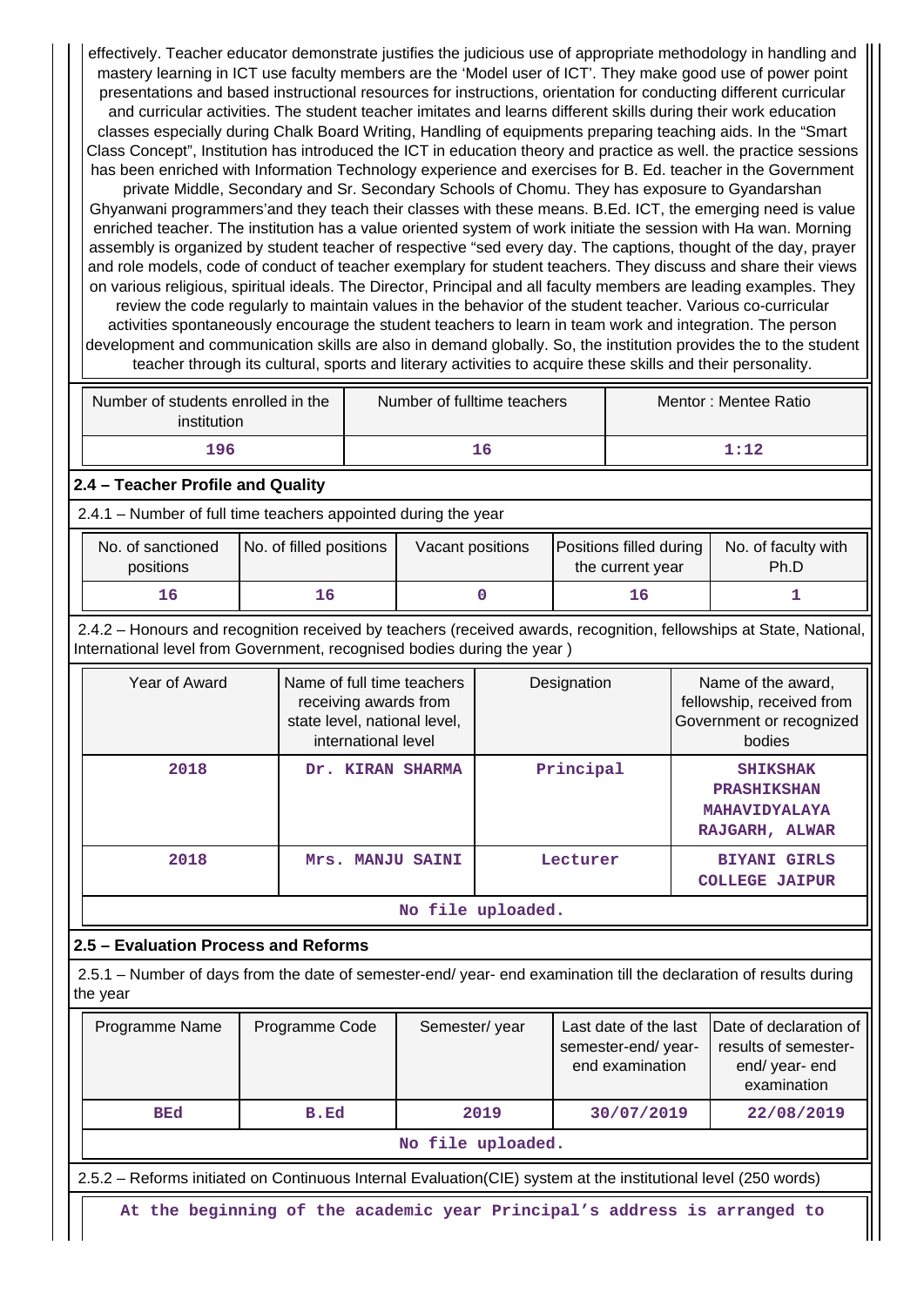effectively. Teacher educator demonstrate justifies the judicious use of appropriate methodology in handling and mastery learning in ICT use faculty members are the 'Model user of ICT'. They make good use of power point presentations and based instructional resources for instructions, orientation for conducting different curricular and curricular activities. The student teacher imitates and learns different skills during their work education classes especially during Chalk Board Writing, Handling of equipments preparing teaching aids. In the "Smart Class Concept", Institution has introduced the ICT in education theory and practice as well. the practice sessions has been enriched with Information Technology experience and exercises for B. Ed. teacher in the Government private Middle, Secondary and Sr. Secondary Schools of Chomu. They has exposure to Gyandarshan Ghyanwani programmers'and they teach their classes with these means. B.Ed. ICT, the emerging need is value enriched teacher. The institution has a value oriented system of work initiate the session with Ha wan. Morning assembly is organized by student teacher of respective "sed every day. The captions, thought of the day, prayer and role models, code of conduct of teacher exemplary for student teachers. They discuss and share their views on various religious, spiritual ideals. The Director, Principal and all faculty members are leading examples. They review the code regularly to maintain values in the behavior of the student teacher. Various co-curricular activities spontaneously encourage the student teachers to learn in team work and integration. The person development and communication skills are also in demand globally. So, the institution provides the to the student teacher through its cultural, sports and literary activities to acquire these skills and their personality.

| Number of students enrolled in the institution | Number of fulltime teachers | Mentor : Mentee Ratio |
|---|---|---|
| 196 | 16 | 1:12 |

## 2.4 – Teacher Profile and Quality

2.4.1 – Number of full time teachers appointed during the year

| No. of sanctioned positions | No. of filled positions | Vacant positions | Positions filled during the current year | No. of faculty with Ph.D |
|---|---|---|---|---|
| 16 | 16 | 0 | 16 | 1 |

2.4.2 – Honours and recognition received by teachers (received awards, recognition, fellowships at State, National, International level from Government, recognised bodies during the year )

| Year of Award | Name of full time teachers receiving awards from state level, national level, international level | Designation | Name of the award, fellowship, received from Government or recognized bodies |
|---|---|---|---|
| 2018 | Dr. KIRAN SHARMA | Principal | SHIKSHAK PRASHIKSHAN MAHAVIDYALAYA RAJGARH, ALWAR |
| 2018 | Mrs. MANJU SAINI | Lecturer | BIYANI GIRLS COLLEGE JAIPUR |
| No file uploaded. | | | |

## 2.5 – Evaluation Process and Reforms

2.5.1 – Number of days from the date of semester-end/ year- end examination till the declaration of results during the year

| Programme Name | Programme Code | Semester/ year | Last date of the last semester-end/ year- end examination | Date of declaration of results of semester- end/ year- end examination |
|---|---|---|---|---|
| BEd | B.Ed | 2019 | 30/07/2019 | 22/08/2019 |
| No file uploaded. | | | | |

2.5.2 – Reforms initiated on Continuous Internal Evaluation(CIE) system at the institutional level (250 words)

At the beginning of the academic year Principal's address is arranged to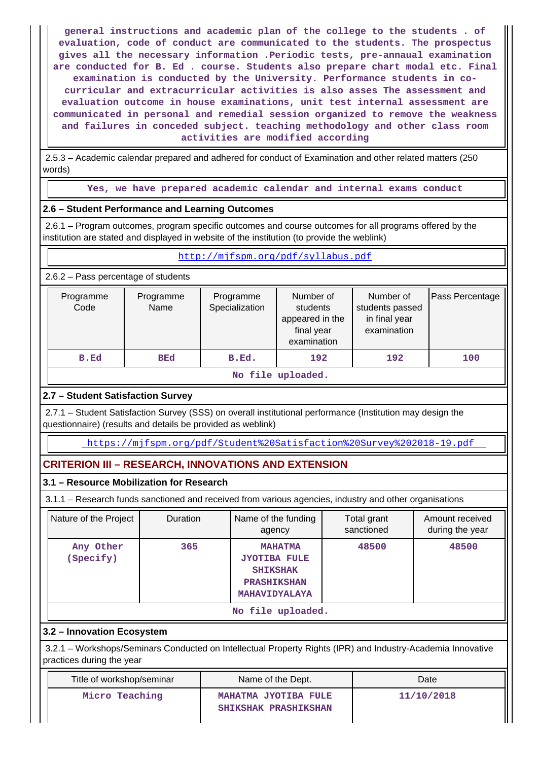general instructions and academic plan of the college to the students . of evaluation, code of conduct are communicated to the students. The prospectus gives all the necessary information .Periodic tests, pre-annual examination are conducted for B. Ed . course. Students also prepare chart modal etc. Final examination is conducted by the University. Performance students in co-curricular and extracurricular activities is also asses The assessment and evaluation outcome in house examinations, unit test internal assessment are communicated in personal and remedial session organized to remove the weakness and failures in conceded subject. teaching methodology and other class room activities are modified according

2.5.3 – Academic calendar prepared and adhered for conduct of Examination and other related matters (250 words)

Yes, we have prepared academic calendar and internal exams conduct

### 2.6 – Student Performance and Learning Outcomes

2.6.1 – Program outcomes, program specific outcomes and course outcomes for all programs offered by the institution are stated and displayed in website of the institution (to provide the weblink)

http://mjfspm.org/pdf/syllabus.pdf

2.6.2 – Pass percentage of students

| Programme Code | Programme Name | Programme Specialization | Number of students appeared in the final year examination | Number of students passed in final year examination | Pass Percentage |
|---|---|---|---|---|---|
| B.Ed | BEd | B.Ed. | 192 | 192 | 100 |

No file uploaded.

### 2.7 – Student Satisfaction Survey

2.7.1 – Student Satisfaction Survey (SSS) on overall institutional performance (Institution may design the questionnaire) (results and details be provided as weblink)

https://mjfspm.org/pdf/Student%20Satisfaction%20Survey%202018-19.pdf

## CRITERION III – RESEARCH, INNOVATIONS AND EXTENSION

### 3.1 – Resource Mobilization for Research

3.1.1 – Research funds sanctioned and received from various agencies, industry and other organisations

| Nature of the Project | Duration | Name of the funding agency | Total grant sanctioned | Amount received during the year |
|---|---|---|---|---|
| Any Other (Specify) | 365 | MAHATMA JYOTIBA FULE SHIKSHAK PRASHIKSHAN MAHAVIDYALAYA | 48500 | 48500 |

No file uploaded.

### 3.2 – Innovation Ecosystem

3.2.1 – Workshops/Seminars Conducted on Intellectual Property Rights (IPR) and Industry-Academia Innovative practices during the year

| Title of workshop/seminar | Name of the Dept. | Date |
|---|---|---|
| Micro Teaching | MAHATMA JYOTIBA FULE SHIKSHAK PRASHIKSHAN | 11/10/2018 |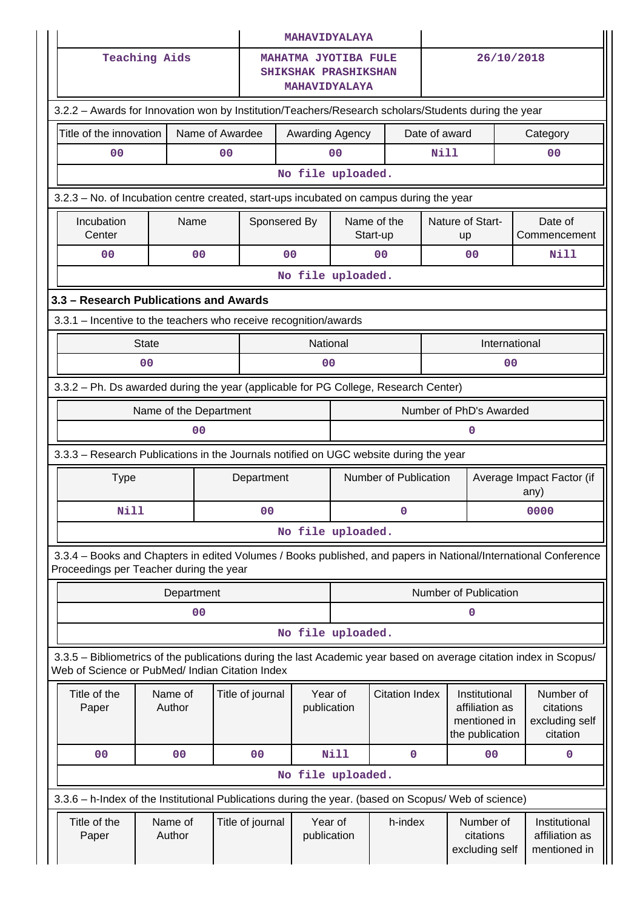| | MAHAVIDYALAYA | |
|---|---|---|
| Teaching Aids | MAHATMA JYOTIBA FULE SHIKSHAK PRASHIKSHAN MAHAVIDYALAYA | 26/10/2018 |

3.2.2 – Awards for Innovation won by Institution/Teachers/Research scholars/Students during the year

| Title of the innovation | Name of Awardee | Awarding Agency | Date of award | Category |
|---|---|---|---|---|
| 00 | 00 | 00 | Nill | 00 |
| No file uploaded. | | | | |

3.2.3 – No. of Incubation centre created, start-ups incubated on campus during the year

| Incubation Center | Name | Sponsered By | Name of the Start-up | Nature of Start-up | Date of Commencement |
|---|---|---|---|---|---|
| 00 | 00 | 00 | 00 | 00 | Nill |
| No file uploaded. | | | | | |

### 3.3 – Research Publications and Awards

3.3.1 – Incentive to the teachers who receive recognition/awards

| State | National | International |
|---|---|---|
| 00 | 00 | 00 |

3.3.2 – Ph. Ds awarded during the year (applicable for PG College, Research Center)

| Name of the Department | Number of PhD's Awarded |
|---|---|
| 00 | 0 |

3.3.3 – Research Publications in the Journals notified on UGC website during the year

| Type | Department | Number of Publication | Average Impact Factor (if any) |
|---|---|---|---|
| Nill | 00 | 0 | 0000 |
| No file uploaded. | | | |

3.3.4 – Books and Chapters in edited Volumes / Books published, and papers in National/International Conference Proceedings per Teacher during the year

| Department | Number of Publication |
|---|---|
| 00 | 0 |
| No file uploaded. | |

3.3.5 – Bibliometrics of the publications during the last Academic year based on average citation index in Scopus/ Web of Science or PubMed/ Indian Citation Index

| Title of the Paper | Name of Author | Title of journal | Year of publication | Citation Index | Institutional affiliation as mentioned in the publication | Number of citations excluding self citation |
|---|---|---|---|---|---|---|
| 00 | 00 | 00 | Nill | 0 | 00 | 0 |
| No file uploaded. | | | | | | |

3.3.6 – h-Index of the Institutional Publications during the year. (based on Scopus/ Web of science)

| Title of the Paper | Name of Author | Title of journal | Year of publication | h-index | Number of citations excluding self | Institutional affiliation as mentioned in |
|---|---|---|---|---|---|---|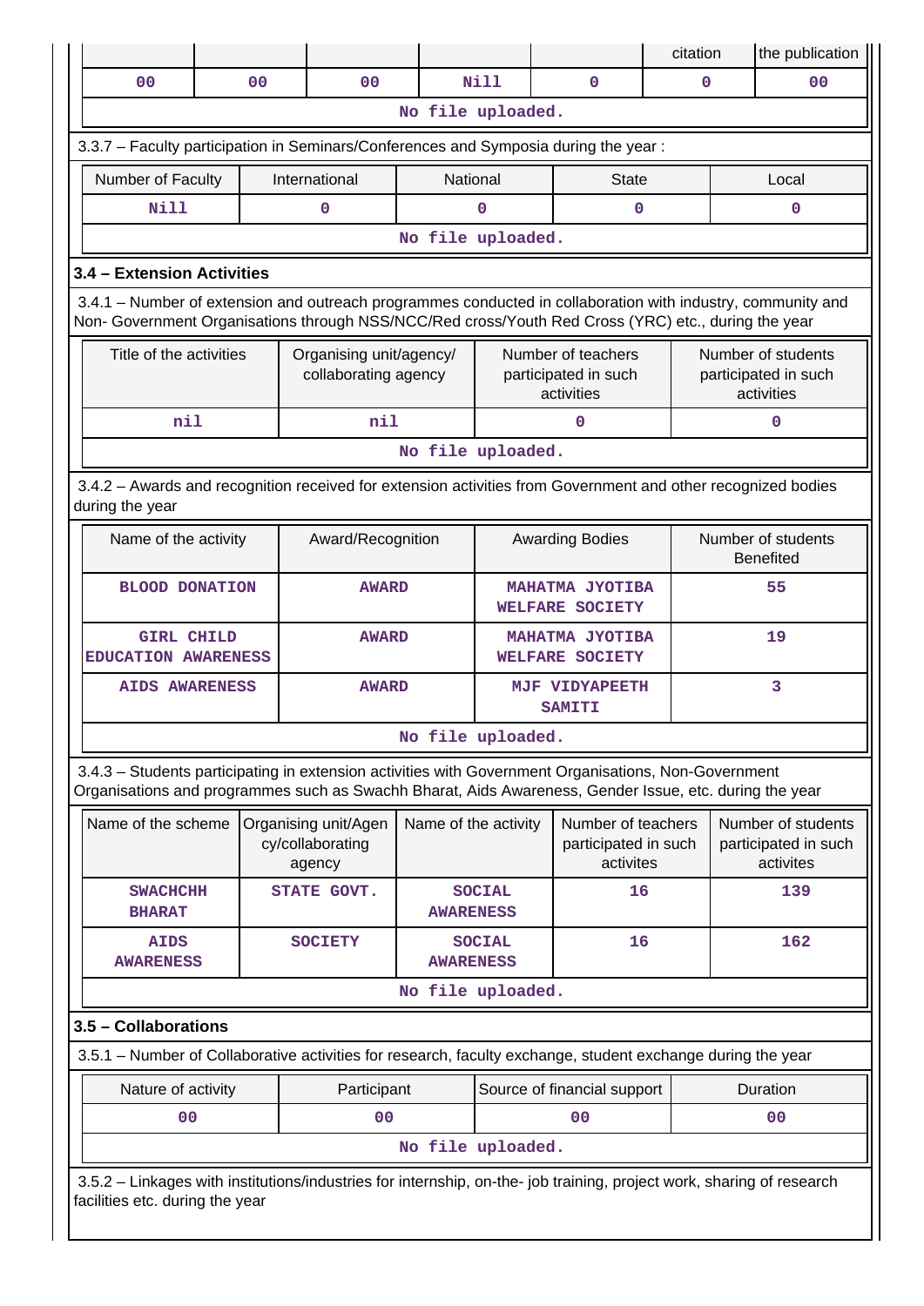| | | | | | citation | the publication |
|---|---|---|---|---|---|---|
| 00 | 00 | 00 | Nill | 0 | 0 | 00 |

No file uploaded.

3.3.7 – Faculty participation in Seminars/Conferences and Symposia during the year :

| Number of Faculty | International | National | State | Local |
|---|---|---|---|---|
| Nill | 0 | 0 | 0 | 0 |

No file uploaded.

### 3.4 – Extension Activities

3.4.1 – Number of extension and outreach programmes conducted in collaboration with industry, community and Non- Government Organisations through NSS/NCC/Red cross/Youth Red Cross (YRC) etc., during the year

| Title of the activities | Organising unit/agency/ collaborating agency | Number of teachers participated in such activities | Number of students participated in such activities |
|---|---|---|---|
| nil | nil | 0 | 0 |

No file uploaded.

3.4.2 – Awards and recognition received for extension activities from Government and other recognized bodies during the year

| Name of the activity | Award/Recognition | Awarding Bodies | Number of students Benefited |
|---|---|---|---|
| BLOOD DONATION | AWARD | MAHATMA JYOTIBA WELFARE SOCIETY | 55 |
| GIRL CHILD EDUCATION AWARENESS | AWARD | MAHATMA JYOTIBA WELFARE SOCIETY | 19 |
| AIDS AWARENESS | AWARD | MJF VIDYAPEETH SAMITI | 3 |

No file uploaded.

3.4.3 – Students participating in extension activities with Government Organisations, Non-Government Organisations and programmes such as Swachh Bharat, Aids Awareness, Gender Issue, etc. during the year

| Name of the scheme | Organising unit/Agency/collaborating agency | Name of the activity | Number of teachers participated in such activites | Number of students participated in such activites |
|---|---|---|---|---|
| SWACHCHH BHARAT | STATE GOVT. | SOCIAL AWARENESS | 16 | 139 |
| AIDS AWARENESS | SOCIETY | SOCIAL AWARENESS | 16 | 162 |

No file uploaded.

### 3.5 – Collaborations

3.5.1 – Number of Collaborative activities for research, faculty exchange, student exchange during the year

| Nature of activity | Participant | Source of financial support | Duration |
|---|---|---|---|
| 00 | 00 | 00 | 00 |

No file uploaded.

3.5.2 – Linkages with institutions/industries for internship, on-the- job training, project work, sharing of research facilities etc. during the year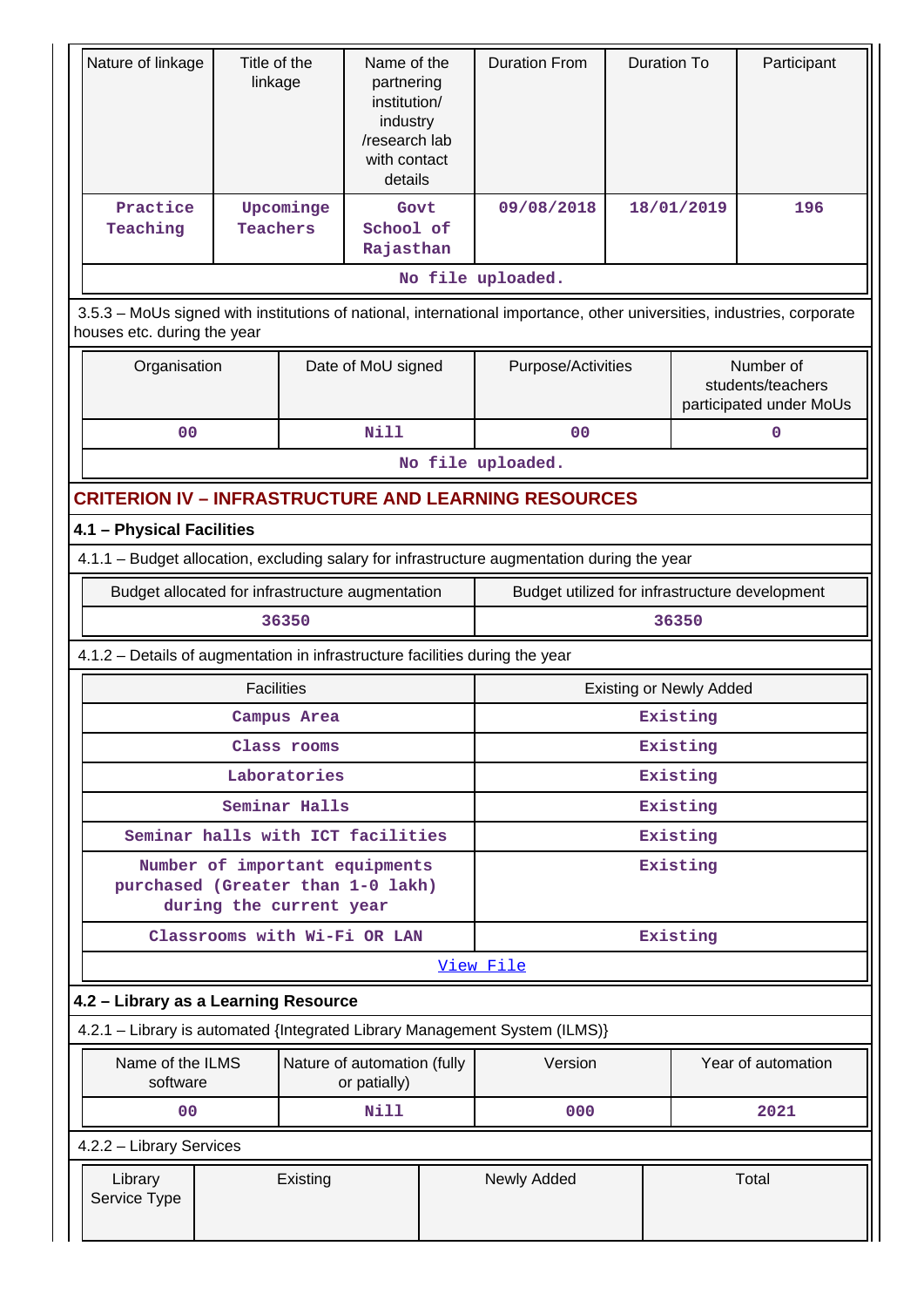| Nature of linkage | Title of the linkage | Name of the partnering institution/ industry /research lab with contact details | Duration From | Duration To | Participant |
|---|---|---|---|---|---|
| Practice Teaching | Upcominge Teachers | Govt School of Rajasthan | 09/08/2018 | 18/01/2019 | 196 |
| No file uploaded. | | | | | |

3.5.3 – MoUs signed with institutions of national, international importance, other universities, industries, corporate houses etc. during the year

| Organisation | Date of MoU signed | Purpose/Activities | Number of students/teachers participated under MoUs |
|---|---|---|---|
| 00 | Nill | 00 | 0 |
| No file uploaded. | | | |

## CRITERION IV – INFRASTRUCTURE AND LEARNING RESOURCES

### 4.1 – Physical Facilities

4.1.1 – Budget allocation, excluding salary for infrastructure augmentation during the year

| Budget allocated for infrastructure augmentation | Budget utilized for infrastructure development |
|---|---|
| 36350 | 36350 |

4.1.2 – Details of augmentation in infrastructure facilities during the year

| Facilities | Existing or Newly Added |
|---|---|
| Campus Area | Existing |
| Class rooms | Existing |
| Laboratories | Existing |
| Seminar Halls | Existing |
| Seminar halls with ICT facilities | Existing |
| Number of important equipments purchased (Greater than 1-0 lakh) during the current year | Existing |
| Classrooms with Wi-Fi OR LAN | Existing |
| View File | |

### 4.2 – Library as a Learning Resource

4.2.1 – Library is automated {Integrated Library Management System (ILMS)}

| Name of the ILMS software | Nature of automation (fully or patially) | Version | Year of automation |
|---|---|---|---|
| 00 | Nill | 000 | 2021 |

4.2.2 – Library Services

| Library Service Type | Existing | Newly Added | Total |
|---|---|---|---|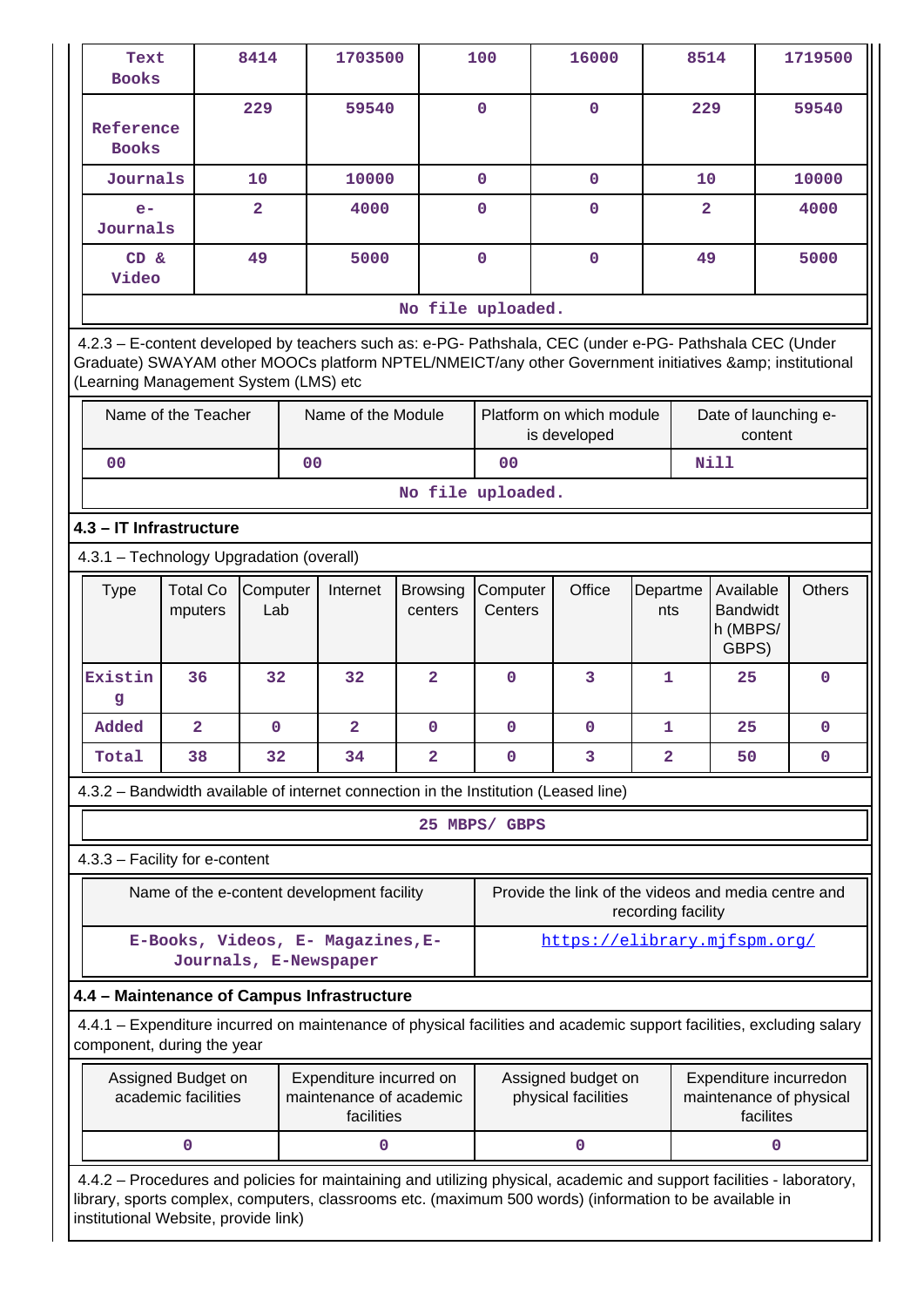| Text Books | 8414 | 1703500 | 100 | 16000 | 8514 | 1719500 |
|---|---|---|---|---|---|---|
| Reference Books | 229 | 59540 | 0 | 0 | 229 | 59540 |
| Journals | 10 | 10000 | 0 | 0 | 10 | 10000 |
| e-Journals | 2 | 4000 | 0 | 0 | 2 | 4000 |
| CD & Video | 49 | 5000 | 0 | 0 | 49 | 5000 |

No file uploaded.

4.2.3 – E-content developed by teachers such as: e-PG- Pathshala, CEC (under e-PG- Pathshala CEC (Under Graduate) SWAYAM other MOOCs platform NPTEL/NMEICT/any other Government initiatives &amp; institutional (Learning Management System (LMS) etc

| Name of the Teacher | Name of the Module | Platform on which module is developed | Date of launching e-content |
|---|---|---|---|
| 00 | 00 | 00 | Nill |

No file uploaded.

**4.3 – IT Infrastructure**

4.3.1 – Technology Upgradation (overall)

| Type | Total Computers | Computer Lab | Internet | Browsing centers | Computer Centers | Office | Departments | Available Bandwidth (MBPS/ GBPS) | Others |
|---|---|---|---|---|---|---|---|---|---|
| Existing | 36 | 32 | 32 | 2 | 0 | 3 | 1 | 25 | 0 |
| Added | 2 | 0 | 2 | 0 | 0 | 0 | 1 | 25 | 0 |
| Total | 38 | 32 | 34 | 2 | 0 | 3 | 2 | 50 | 0 |

4.3.2 – Bandwidth available of internet connection in the Institution (Leased line)

25 MBPS/ GBPS

4.3.3 – Facility for e-content

| Name of the e-content development facility | Provide the link of the videos and media centre and recording facility |
|---|---|
| E-Books, Videos, E- Magazines,E-Journals, E-Newspaper | https://elibrary.mjfspm.org/ |

**4.4 – Maintenance of Campus Infrastructure**

4.4.1 – Expenditure incurred on maintenance of physical facilities and academic support facilities, excluding salary component, during the year

| Assigned Budget on academic facilities | Expenditure incurred on maintenance of academic facilities | Assigned budget on physical facilities | Expenditure incurredon maintenance of physical facilites |
|---|---|---|---|
| 0 | 0 | 0 | 0 |

4.4.2 – Procedures and policies for maintaining and utilizing physical, academic and support facilities - laboratory, library, sports complex, computers, classrooms etc. (maximum 500 words) (information to be available in institutional Website, provide link)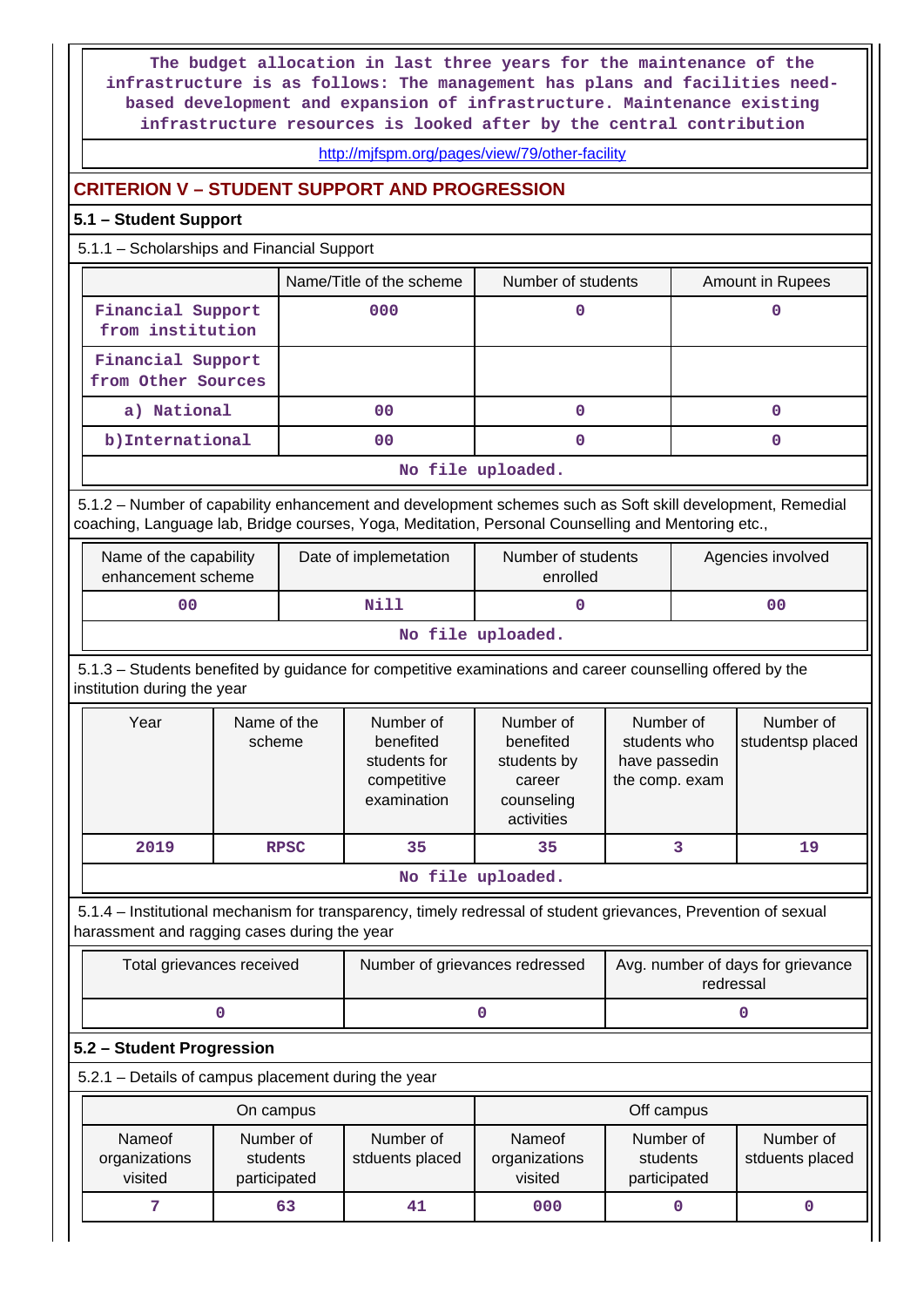The budget allocation in last three years for the maintenance of the infrastructure is as follows: The management has plans and facilities need-based development and expansion of infrastructure. Maintenance existing infrastructure resources is looked after by the central contribution

http://mjfspm.org/pages/view/79/other-facility

## CRITERION V – STUDENT SUPPORT AND PROGRESSION

### 5.1 – Student Support

5.1.1 – Scholarships and Financial Support

| | Name/Title of the scheme | Number of students | Amount in Rupees |
|---|---|---|---|
| Financial Support from institution | 000 | 0 | 0 |
| Financial Support from Other Sources | | | |
| a) National | 00 | 0 | 0 |
| b)International | 00 | 0 | 0 |

No file uploaded.

5.1.2 – Number of capability enhancement and development schemes such as Soft skill development, Remedial coaching, Language lab, Bridge courses, Yoga, Meditation, Personal Counselling and Mentoring etc.,

| Name of the capability enhancement scheme | Date of implemetation | Number of students enrolled | Agencies involved |
|---|---|---|---|
| 00 | Nill | 0 | 00 |

No file uploaded.

5.1.3 – Students benefited by guidance for competitive examinations and career counselling offered by the institution during the year

| Year | Name of the scheme | Number of benefited students for competitive examination | Number of benefited students by career counseling activities | Number of students who have passedin the comp. exam | Number of studentsp placed |
|---|---|---|---|---|---|
| 2019 | RPSC | 35 | 35 | 3 | 19 |

No file uploaded.

5.1.4 – Institutional mechanism for transparency, timely redressal of student grievances, Prevention of sexual harassment and ragging cases during the year

| Total grievances received | Number of grievances redressed | Avg. number of days for grievance redressal |
|---|---|---|
| 0 | 0 | 0 |

### 5.2 – Student Progression

5.2.1 – Details of campus placement during the year

| On campus | | | Off campus | | |
|---|---|---|---|---|---|
| Nameof organizations visited | Number of students participated | Number of stduents placed | Nameof organizations visited | Number of students participated | Number of stduents placed |
| 7 | 63 | 41 | 000 | 0 | 0 |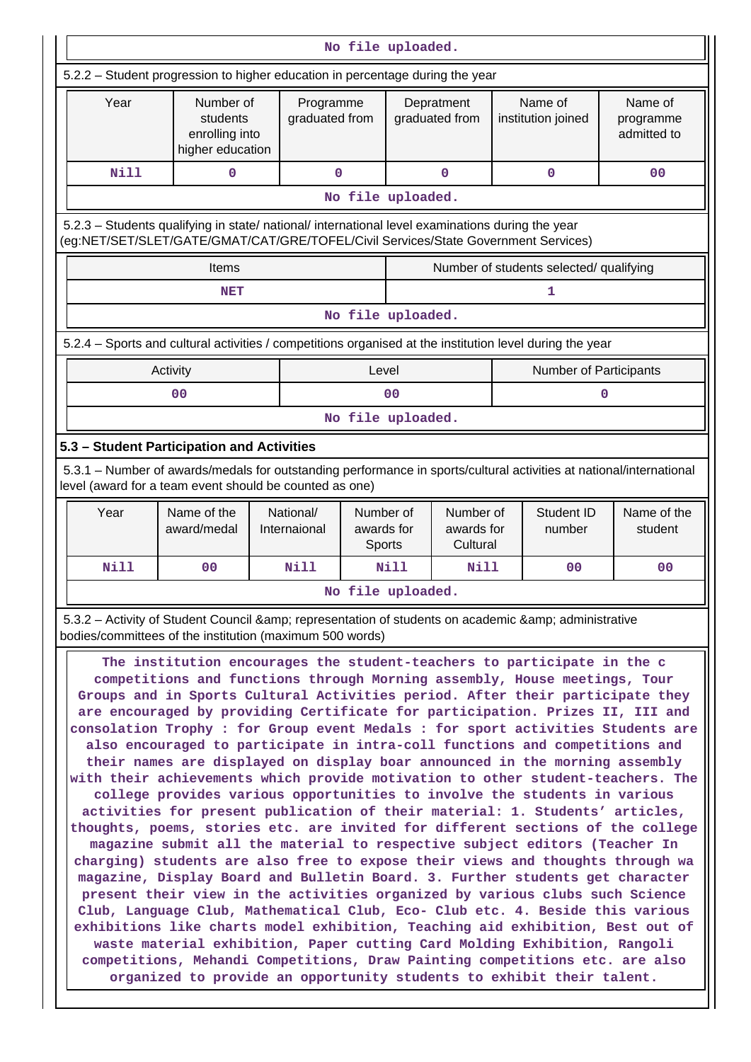No file uploaded.

5.2.2 – Student progression to higher education in percentage during the year

| Year | Number of students enrolling into higher education | Programme graduated from | Depratment graduated from | Name of institution joined | Name of programme admitted to |
|---|---|---|---|---|---|
| Nill | 0 | 0 | 0 | 0 | 00 |

No file uploaded.

5.2.3 – Students qualifying in state/ national/ international level examinations during the year (eg:NET/SET/SLET/GATE/GMAT/CAT/GRE/TOFEL/Civil Services/State Government Services)

| Items | Number of students selected/ qualifying |
|---|---|
| NET | 1 |

No file uploaded.

5.2.4 – Sports and cultural activities / competitions organised at the institution level during the year

| Activity | Level | Number of Participants |
|---|---|---|
| 00 | 00 | 0 |

No file uploaded.

### 5.3 – Student Participation and Activities

5.3.1 – Number of awards/medals for outstanding performance in sports/cultural activities at national/international level (award for a team event should be counted as one)

| Year | Name of the award/medal | National/ Internaional | Number of awards for Sports | Number of awards for Cultural | Student ID number | Name of the student |
|---|---|---|---|---|---|---|
| Nill | 00 | Nill | Nill | Nill | 00 | 00 |

No file uploaded.

5.3.2 – Activity of Student Council &amp; representation of students on academic &amp; administrative bodies/committees of the institution (maximum 500 words)

The institution encourages the student-teachers to participate in the c competitions and functions through Morning assembly, House meetings, Tour Groups and in Sports Cultural Activities period. After their participate they are encouraged by providing Certificate for participation. Prizes II, III and consolation Trophy : for Group event Medals : for sport activities Students are also encouraged to participate in intra-coll functions and competitions and their names are displayed on display boar announced in the morning assembly with their achievements which provide motivation to other student-teachers. The college provides various opportunities to involve the students in various activities for present publication of their material: 1. Students' articles, thoughts, poems, stories etc. are invited for different sections of the college magazine submit all the material to respective subject editors (Teacher In charging) students are also free to expose their views and thoughts through wa magazine, Display Board and Bulletin Board. 3. Further students get character present their view in the activities organized by various clubs such Science Club, Language Club, Mathematical Club, Eco- Club etc. 4. Beside this various exhibitions like charts model exhibition, Teaching aid exhibition, Best out of waste material exhibition, Paper cutting Card Molding Exhibition, Rangoli competitions, Mehandi Competitions, Draw Painting competitions etc. are also organized to provide an opportunity students to exhibit their talent.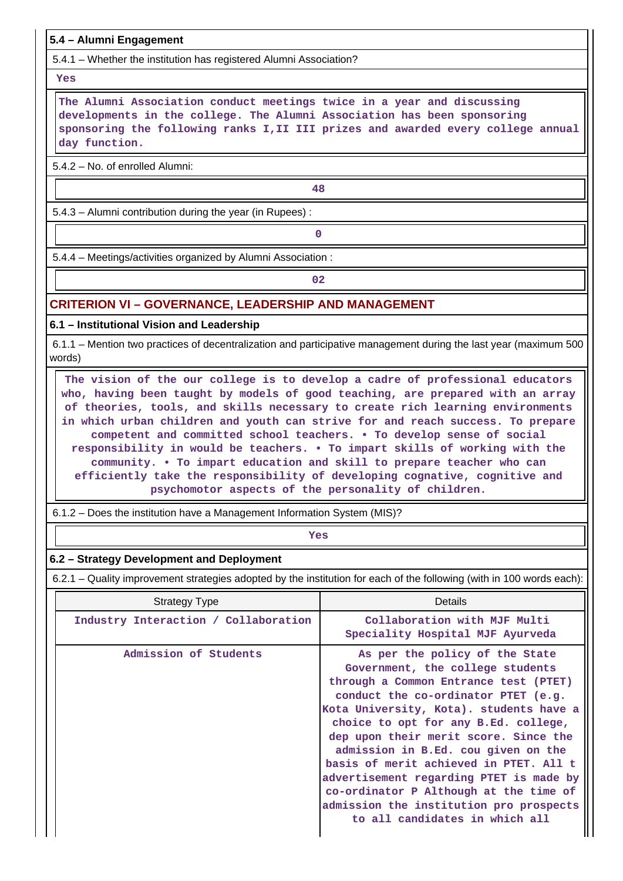### 5.4 – Alumni Engagement

5.4.1 – Whether the institution has registered Alumni Association?

Yes

The Alumni Association conduct meetings twice in a year and discussing developments in the college. The Alumni Association has been sponsoring sponsoring the following ranks I,II III prizes and awarded every college annual day function.

5.4.2 – No. of enrolled Alumni:

48

5.4.3 – Alumni contribution during the year (in Rupees) :

0

5.4.4 – Meetings/activities organized by Alumni Association :

02

## CRITERION VI – GOVERNANCE, LEADERSHIP AND MANAGEMENT

### 6.1 – Institutional Vision and Leadership

6.1.1 – Mention two practices of decentralization and participative management during the last year (maximum 500 words)

The vision of the our college is to develop a cadre of professional educators who, having been taught by models of good teaching, are prepared with an array of theories, tools, and skills necessary to create rich learning environments in which urban children and youth can strive for and reach success. To prepare competent and committed school teachers. • To develop sense of social responsibility in would be teachers. • To impart skills of working with the community. • To impart education and skill to prepare teacher who can efficiently take the responsibility of developing cognative, cognitive and psychomotor aspects of the personality of children.

6.1.2 – Does the institution have a Management Information System (MIS)?

Yes

### 6.2 – Strategy Development and Deployment

6.2.1 – Quality improvement strategies adopted by the institution for each of the following (with in 100 words each):

| Strategy Type | Details |
|---|---|
| Industry Interaction / Collaboration | Collaboration with MJF Multi Speciality Hospital MJF Ayurveda |
| Admission of Students | As per the policy of the State Government, the college students through a Common Entrance test (PTET) conduct the co-ordinator PTET (e.g. Kota University, Kota). students have a choice to opt for any B.Ed. college, dep upon their merit score. Since the admission in B.Ed. cou given on the basis of merit achieved in PTET. All t advertisement regarding PTET is made by co-ordinator P Although at the time of admission the institution pro prospects to all candidates in which all |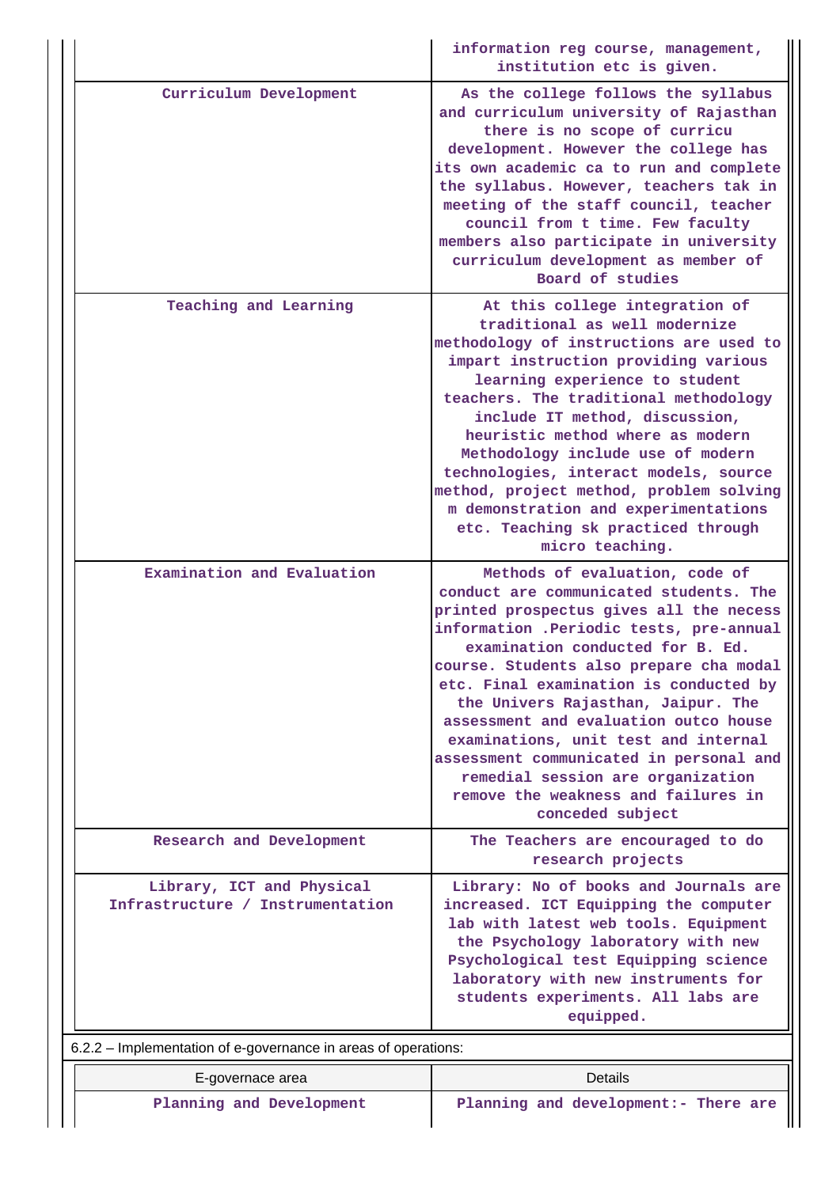| | |
|---|---|
| | information reg course, management, institution etc is given. |
| Curriculum Development | As the college follows the syllabus and curriculum university of Rajasthan there is no scope of curricu development. However the college has its own academic ca to run and complete the syllabus. However, teachers tak in meeting of the staff council, teacher council from t time. Few faculty members also participate in university curriculum development as member of Board of studies |
| Teaching and Learning | At this college integration of traditional as well modernize methodology of instructions are used to impart instruction providing various learning experience to student teachers. The traditional methodology include IT method, discussion, heuristic method where as modern Methodology include use of modern technologies, interact models, source method, project method, problem solving m demonstration and experimentations etc. Teaching sk practiced through micro teaching. |
| Examination and Evaluation | Methods of evaluation, code of conduct are communicated students. The printed prospectus gives all the necess information .Periodic tests, pre-annual examination conducted for B. Ed. course. Students also prepare cha modal etc. Final examination is conducted by the Univers Rajasthan, Jaipur. The assessment and evaluation outco house examinations, unit test and internal assessment communicated in personal and remedial session are organization remove the weakness and failures in conceded subject |
| Research and Development | The Teachers are encouraged to do research projects |
| Library, ICT and Physical Infrastructure / Instrumentation | Library: No of books and Journals are increased. ICT Equipping the computer lab with latest web tools. Equipment the Psychology laboratory with new Psychological test Equipping science laboratory with new instruments for students experiments. All labs are equipped. |

6.2.2 – Implementation of e-governance in areas of operations:

| E-governace area | Details |
|---|---|
| Planning and Development | Planning and development:- There are |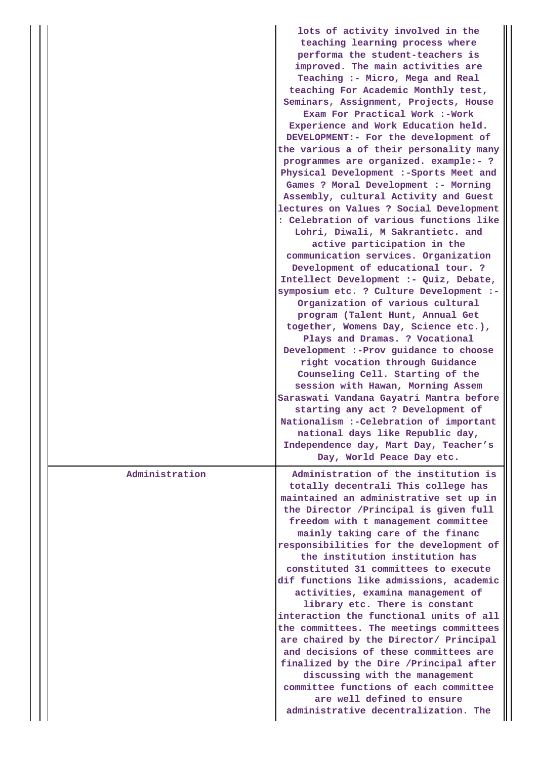| | |
|---|---|
| | lots of activity involved in the teaching learning process where performa the student-teachers is improved. The main activities are Teaching :- Micro, Mega and Real teaching For Academic Monthly test, Seminars, Assignment, Projects, House Exam For Practical Work :-Work Experience and Work Education held. DEVELOPMENT:- For the development of the various a of their personality many programmes are organized. example:- ? Physical Development :-Sports Meet and Games ? Moral Development :- Morning Assembly, cultural Activity and Guest lectures on Values ? Social Development : Celebration of various functions like Lohri, Diwali, M Sakrantietc. and active participation in the communication services. Organization Development of educational tour. ? Intellect Development :- Quiz, Debate, symposium etc. ? Culture Development :- Organization of various cultural program (Talent Hunt, Annual Get together, Womens Day, Science etc.), Plays and Dramas. ? Vocational Development :-Prov guidance to choose right vocation through Guidance Counseling Cell. Starting of the session with Hawan, Morning Assem Saraswati Vandana Gayatri Mantra before starting any act ? Development of Nationalism :-Celebration of important national days like Republic day, Independence day, Mart Day, Teacher's Day, World Peace Day etc. |
| Administration | Administration of the institution is totally decentrali This college has maintained an administrative set up in the Director /Principal is given full freedom with t management committee mainly taking care of the financ responsibilities for the development of the institution institution has constituted 31 committees to execute dif functions like admissions, academic activities, examina management of library etc. There is constant interaction the functional units of all the committees. The meetings committees are chaired by the Director/ Principal and decisions of these committees are finalized by the Dire /Principal after discussing with the management committee functions of each committee are well defined to ensure administrative decentralization. The |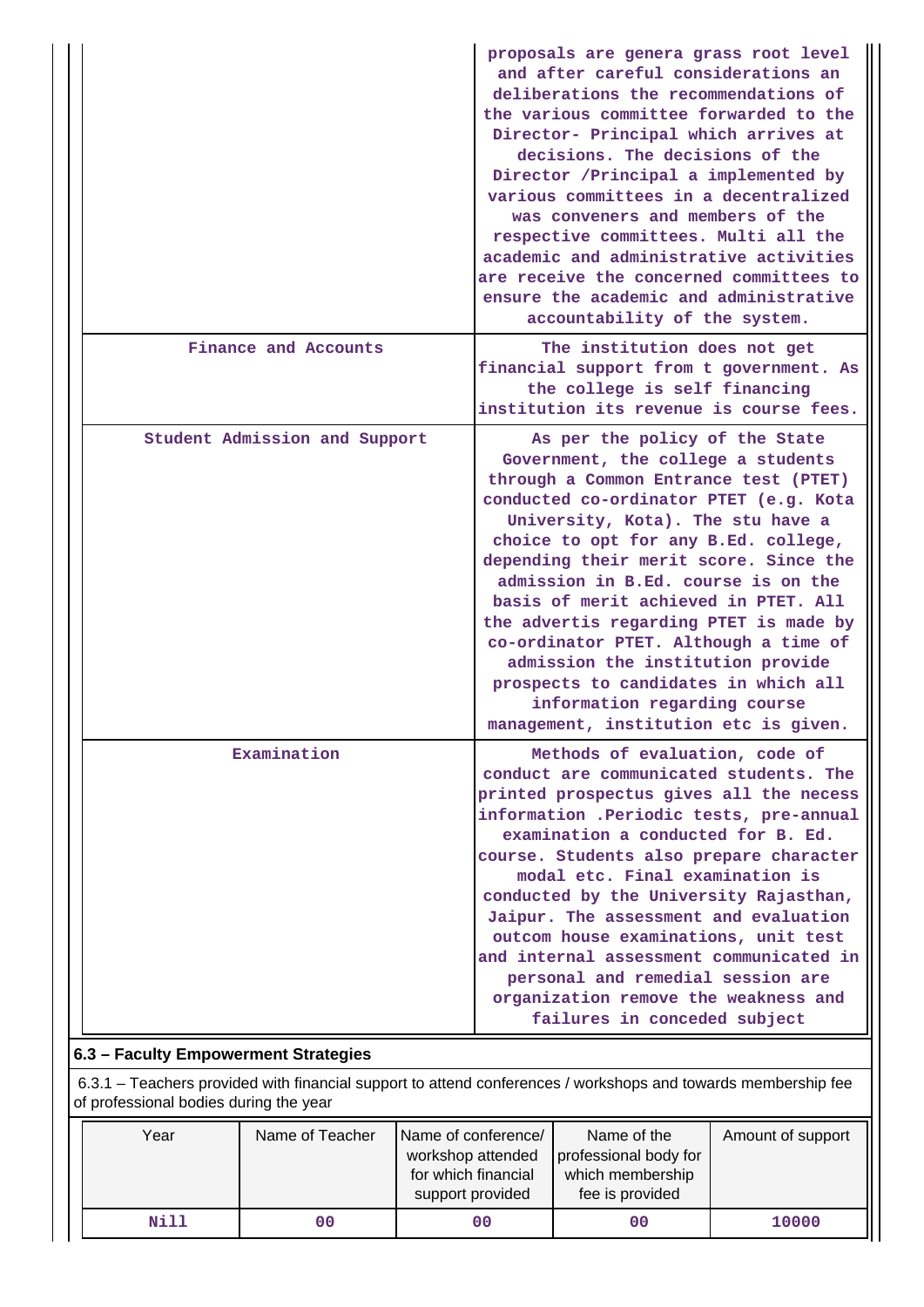| | |
|---|---|
| | proposals are genera grass root level and after careful considerations an deliberations the recommendations of the various committee forwarded to the Director- Principal which arrives at decisions. The decisions of the Director /Principal a implemented by various committees in a decentralized was conveners and members of the respective committees. Multi all the academic and administrative activities are receive the concerned committees to ensure the academic and administrative accountability of the system. |
| Finance and Accounts | The institution does not get financial support from t government. As the college is self financing institution its revenue is course fees. |
| Student Admission and Support | As per the policy of the State Government, the college a students through a Common Entrance test (PTET) conducted co-ordinator PTET (e.g. Kota University, Kota). The stu have a choice to opt for any B.Ed. college, depending their merit score. Since the admission in B.Ed. course is on the basis of merit achieved in PTET. All the advertis regarding PTET is made by co-ordinator PTET. Although a time of admission the institution provide prospects to candidates in which all information regarding course management, institution etc is given. |
| Examination | Methods of evaluation, code of conduct are communicated students. The printed prospectus gives all the necess information .Periodic tests, pre-annual examination a conducted for B. Ed. course. Students also prepare character modal etc. Final examination is conducted by the University Rajasthan, Jaipur. The assessment and evaluation outcom house examinations, unit test and internal assessment communicated in personal and remedial session are organization remove the weakness and failures in conceded subject |

## 6.3 – Faculty Empowerment Strategies

6.3.1 – Teachers provided with financial support to attend conferences / workshops and towards membership fee of professional bodies during the year

| Year | Name of Teacher | Name of conference/ workshop attended for which financial support provided | Name of the professional body for which membership fee is provided | Amount of support |
|---|---|---|---|---|
| Nill | 00 | 00 | 00 | 10000 |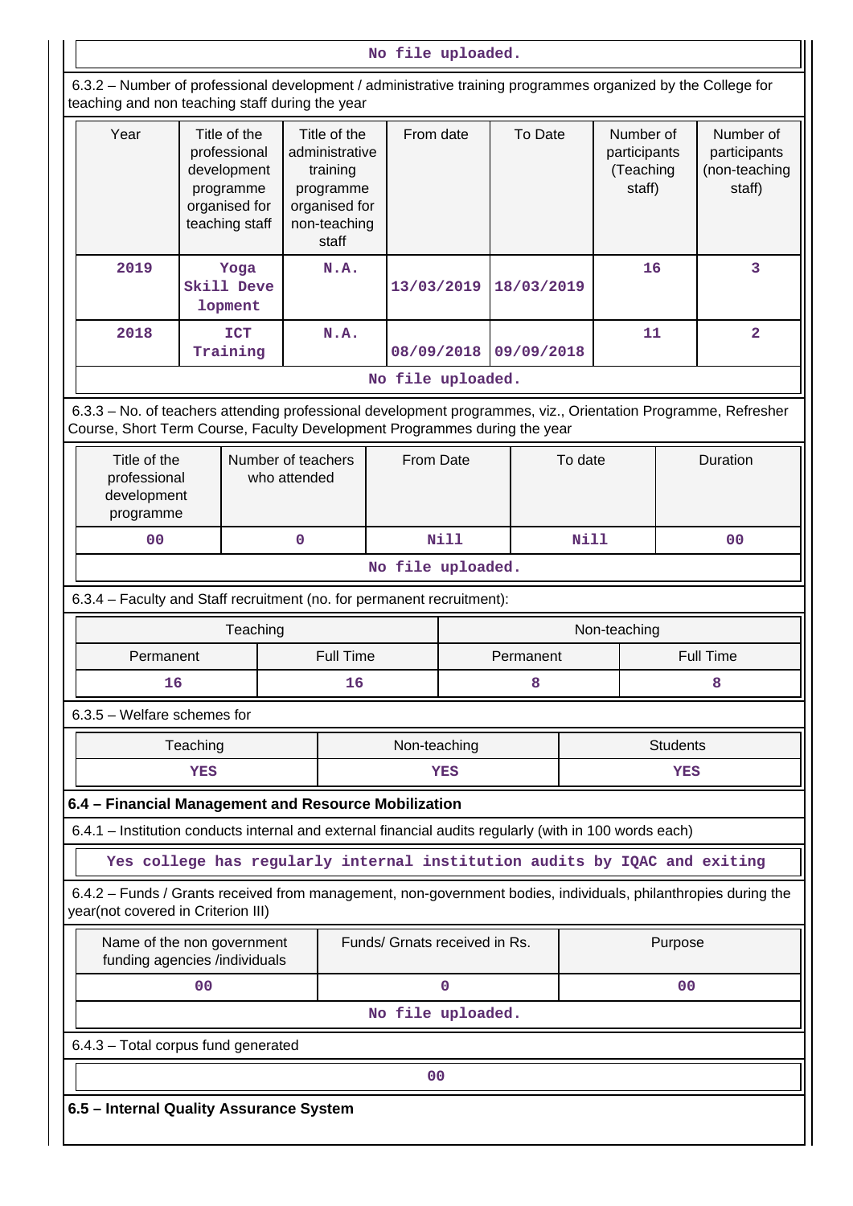No file uploaded.

6.3.2 – Number of professional development / administrative training programmes organized by the College for teaching and non teaching staff during the year

| Year | Title of the professional development programme organised for teaching staff | Title of the administrative training programme organised for non-teaching staff | From date | To Date | Number of participants (Teaching staff) | Number of participants (non-teaching staff) |
|---|---|---|---|---|---|---|
| 2019 | Yoga Skill Development | N.A. | 13/03/2019 | 18/03/2019 | 16 | 3 |
| 2018 | ICT Training | N.A. | 08/09/2018 | 09/09/2018 | 11 | 2 |

No file uploaded.

6.3.3 – No. of teachers attending professional development programmes, viz., Orientation Programme, Refresher Course, Short Term Course, Faculty Development Programmes during the year

| Title of the professional development programme | Number of teachers who attended | From Date | To date | Duration |
|---|---|---|---|---|
| 00 | 0 | Nill | Nill | 00 |

No file uploaded.

6.3.4 – Faculty and Staff recruitment (no. for permanent recruitment):

| Teaching | | Non-teaching | |
|---|---|---|---|
| Permanent | Full Time | Permanent | Full Time |
| 16 | 16 | 8 | 8 |

6.3.5 – Welfare schemes for

| Teaching | Non-teaching | Students |
|---|---|---|
| YES | YES | YES |

### 6.4 – Financial Management and Resource Mobilization

6.4.1 – Institution conducts internal and external financial audits regularly (with in 100 words each)

Yes college has regularly internal institution audits by IQAC and exiting

6.4.2 – Funds / Grants received from management, non-government bodies, individuals, philanthropies during the year(not covered in Criterion III)

| Name of the non government funding agencies /individuals | Funds/ Grnats received in Rs. | Purpose |
|---|---|---|
| 00 | 0 | 00 |

No file uploaded.

6.4.3 – Total corpus fund generated

00

### 6.5 – Internal Quality Assurance System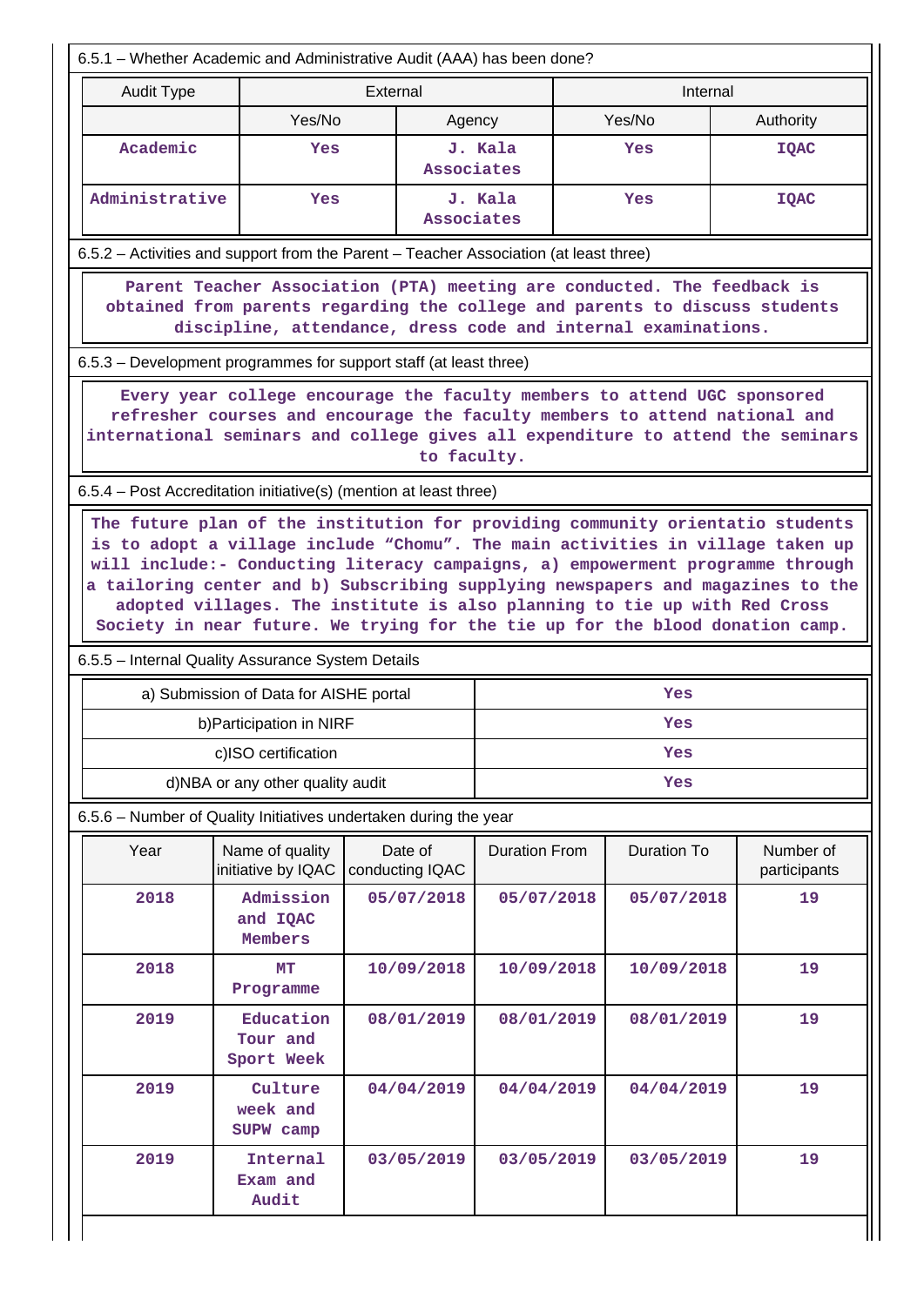6.5.1 – Whether Academic and Administrative Audit (AAA) has been done?

| Audit Type | External | | Internal | |
|---|---|---|---|---|
| | Yes/No | Agency | Yes/No | Authority |
| Academic | Yes | J. Kala Associates | Yes | IQAC |
| Administrative | Yes | J. Kala Associates | Yes | IQAC |

6.5.2 – Activities and support from the Parent – Teacher Association (at least three)

Parent Teacher Association (PTA) meeting are conducted. The feedback is obtained from parents regarding the college and parents to discuss students discipline, attendance, dress code and internal examinations.

6.5.3 – Development programmes for support staff (at least three)

Every year college encourage the faculty members to attend UGC sponsored refresher courses and encourage the faculty members to attend national and international seminars and college gives all expenditure to attend the seminars to faculty.

6.5.4 – Post Accreditation initiative(s) (mention at least three)

The future plan of the institution for providing community orientatio students is to adopt a village include "Chomu". The main activities in village taken up will include:- Conducting literacy campaigns, a) empowerment programme through a tailoring center and b) Subscribing supplying newspapers and magazines to the adopted villages. The institute is also planning to tie up with Red Cross Society in near future. We trying for the tie up for the blood donation camp.

6.5.5 – Internal Quality Assurance System Details

| | |
|---|---|
| a) Submission of Data for AISHE portal | Yes |
| b)Participation in NIRF | Yes |
| c)ISO certification | Yes |
| d)NBA or any other quality audit | Yes |

6.5.6 – Number of Quality Initiatives undertaken during the year

| Year | Name of quality initiative by IQAC | Date of conducting IQAC | Duration From | Duration To | Number of participants |
|---|---|---|---|---|---|
| 2018 | Admission and IQAC Members | 05/07/2018 | 05/07/2018 | 05/07/2018 | 19 |
| 2018 | MT Programme | 10/09/2018 | 10/09/2018 | 10/09/2018 | 19 |
| 2019 | Education Tour and Sport Week | 08/01/2019 | 08/01/2019 | 08/01/2019 | 19 |
| 2019 | Culture week and SUPW camp | 04/04/2019 | 04/04/2019 | 04/04/2019 | 19 |
| 2019 | Internal Exam and Audit | 03/05/2019 | 03/05/2019 | 03/05/2019 | 19 |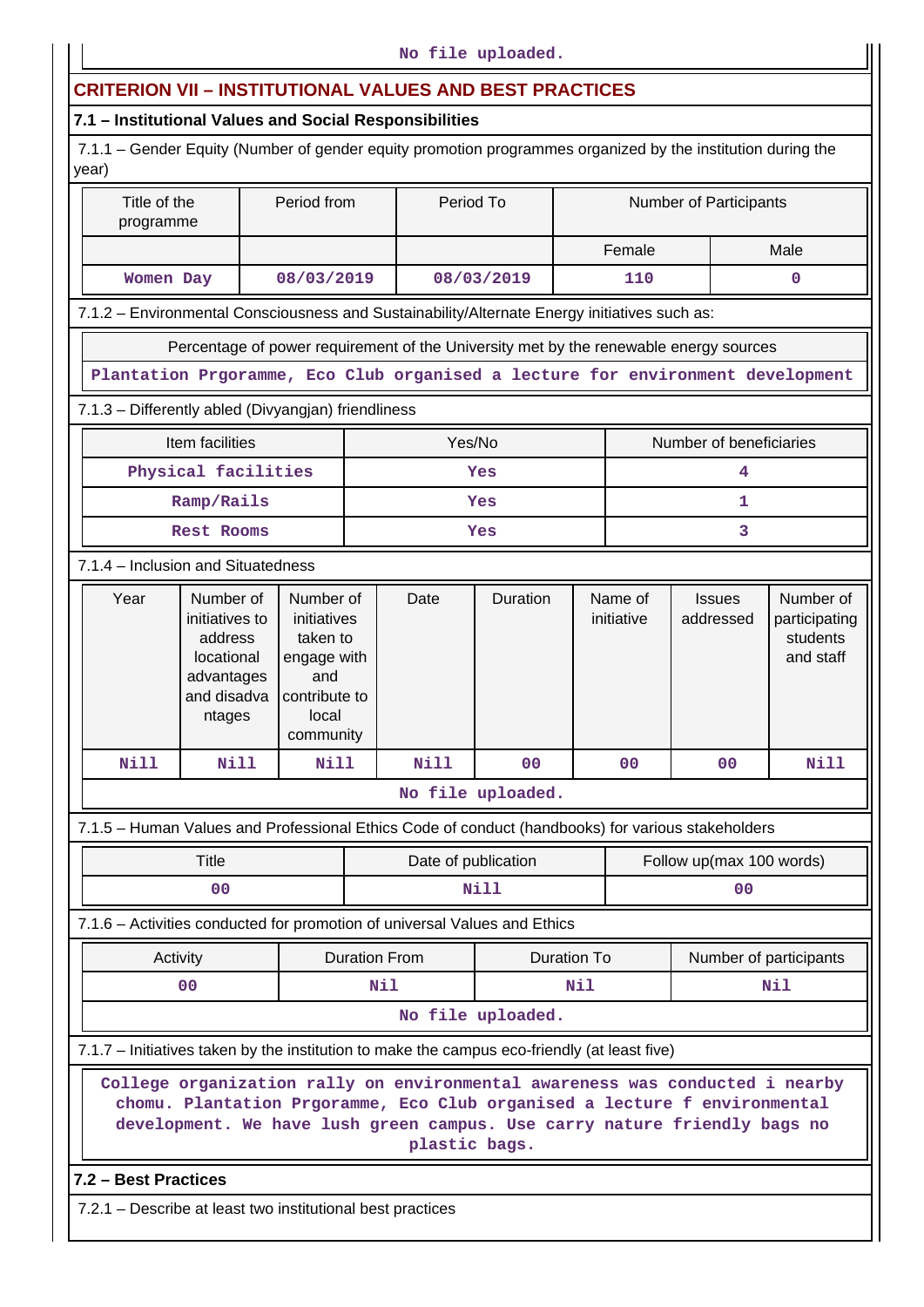No file uploaded.

## CRITERION VII – INSTITUTIONAL VALUES AND BEST PRACTICES

### 7.1 – Institutional Values and Social Responsibilities

7.1.1 – Gender Equity (Number of gender equity promotion programmes organized by the institution during the year)

| Title of the programme | Period from | Period To | Number of Participants | |
|---|---|---|---|---|
| | | | Female | Male |
| Women Day | 08/03/2019 | 08/03/2019 | 110 | 0 |

7.1.2 – Environmental Consciousness and Sustainability/Alternate Energy initiatives such as:

| Percentage of power requirement of the University met by the renewable energy sources |
|---|
| Plantation Prgoramme, Eco Club organised a lecture for environment development |

7.1.3 – Differently abled (Divyangjan) friendliness

| Item facilities | Yes/No | Number of beneficiaries |
|---|---|---|
| Physical facilities | Yes | 4 |
| Ramp/Rails | Yes | 1 |
| Rest Rooms | Yes | 3 |

7.1.4 – Inclusion and Situatedness

| Year | Number of initiatives to address locational advantages and disadvantages | Number of initiatives taken to engage with and contribute to local community | Date | Duration | Name of initiative | Issues addressed | Number of participating students and staff |
|---|---|---|---|---|---|---|---|
| Nill | Nill | Nill | Nill | 00 | 00 | 00 | Nill |

No file uploaded.

7.1.5 – Human Values and Professional Ethics Code of conduct (handbooks) for various stakeholders

| Title | Date of publication | Follow up(max 100 words) |
|---|---|---|
| 00 | Nill | 00 |

7.1.6 – Activities conducted for promotion of universal Values and Ethics

| Activity | Duration From | Duration To | Number of participants |
|---|---|---|---|
| 00 | Nil | Nil | Nil |

No file uploaded.

7.1.7 – Initiatives taken by the institution to make the campus eco-friendly (at least five)

College organization rally on environmental awareness was conducted i nearby chomu. Plantation Prgoramme, Eco Club organised a lecture f environmental development. We have lush green campus. Use carry nature friendly bags no plastic bags.

### 7.2 – Best Practices

7.2.1 – Describe at least two institutional best practices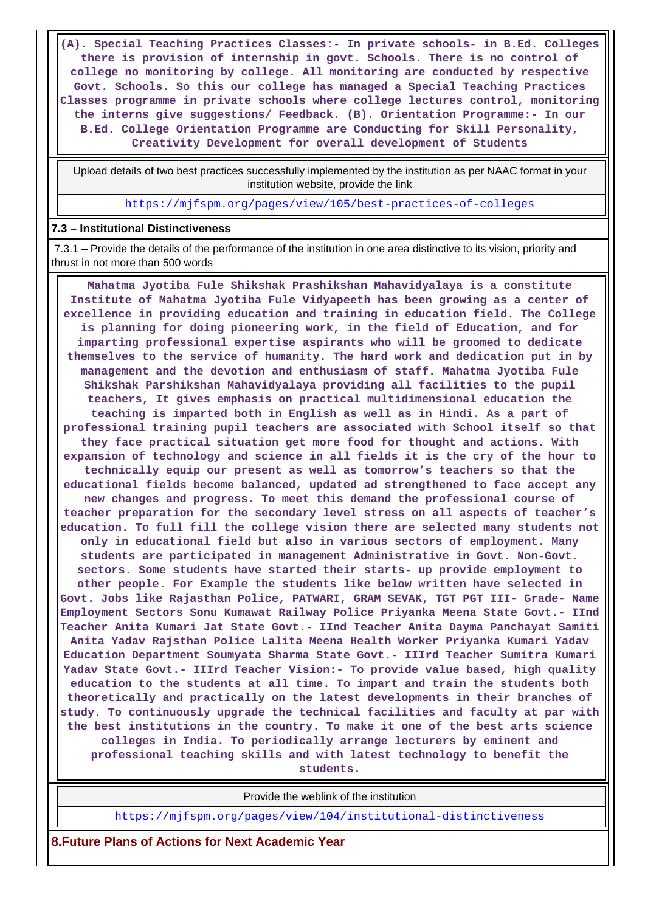**(A). Special Teaching Practices Classes:- In private schools- in B.Ed. Colleges there is provision of internship in govt. Schools. There is no control of college no monitoring by college. All monitoring are conducted by respective Govt. Schools. So this our college has managed a Special Teaching Practices Classes programme in private schools where college lectures control, monitoring the interns give suggestions/ Feedback. (B). Orientation Programme:- In our B.Ed. College Orientation Programme are Conducting for Skill Personality, Creativity Development for overall development of Students**

| Upload details of two best practices successfully implemented by the institution as per NAAC format in your institution website, provide the link |
|---|
| https://mjfspm.org/pages/view/105/best-practices-of-colleges |

**7.3 – Institutional Distinctiveness**

7.3.1 – Provide the details of the performance of the institution in one area distinctive to its vision, priority and thrust in not more than 500 words

**Mahatma Jyotiba Fule Shikshak Prashikshan Mahavidyalaya is a constitute Institute of Mahatma Jyotiba Fule Vidyapeeth has been growing as a center of excellence in providing education and training in education field. The College is planning for doing pioneering work, in the field of Education, and for imparting professional expertise aspirants who will be groomed to dedicate themselves to the service of humanity. The hard work and dedication put in by management and the devotion and enthusiasm of staff. Mahatma Jyotiba Fule Shikshak Parshikshan Mahavidyalaya providing all facilities to the pupil teachers, It gives emphasis on practical multidimensional education the teaching is imparted both in English as well as in Hindi. As a part of professional training pupil teachers are associated with School itself so that they face practical situation get more food for thought and actions. With expansion of technology and science in all fields it is the cry of the hour to technically equip our present as well as tomorrow's teachers so that the educational fields become balanced, updated ad strengthened to face accept any new changes and progress. To meet this demand the professional course of teacher preparation for the secondary level stress on all aspects of teacher's education. To full fill the college vision there are selected many students not only in educational field but also in various sectors of employment. Many students are participated in management Administrative in Govt. Non-Govt. sectors. Some students have started their starts- up provide employment to other people. For Example the students like below written have selected in Govt. Jobs like Rajasthan Police, PATWARI, GRAM SEVAK, TGT PGT III- Grade- Name Employment Sectors Sonu Kumawat Railway Police Priyanka Meena State Govt.- IInd Teacher Anita Kumari Jat State Govt.- IInd Teacher Anita Dayma Panchayat Samiti Anita Yadav Rajsthan Police Lalita Meena Health Worker Priyanka Kumari Yadav Education Department Soumyata Sharma State Govt.- IIIrd Teacher Sumitra Kumari Yadav State Govt.- IIIrd Teacher Vision:- To provide value based, high quality education to the students at all time. To impart and train the students both theoretically and practically on the latest developments in their branches of study. To continuously upgrade the technical facilities and faculty at par with the best institutions in the country. To make it one of the best arts science colleges in India. To periodically arrange lecturers by eminent and professional teaching skills and with latest technology to benefit the students.**

| Provide the weblink of the institution |
|---|
| https://mjfspm.org/pages/view/104/institutional-distinctiveness |

**8.Future Plans of Actions for Next Academic Year**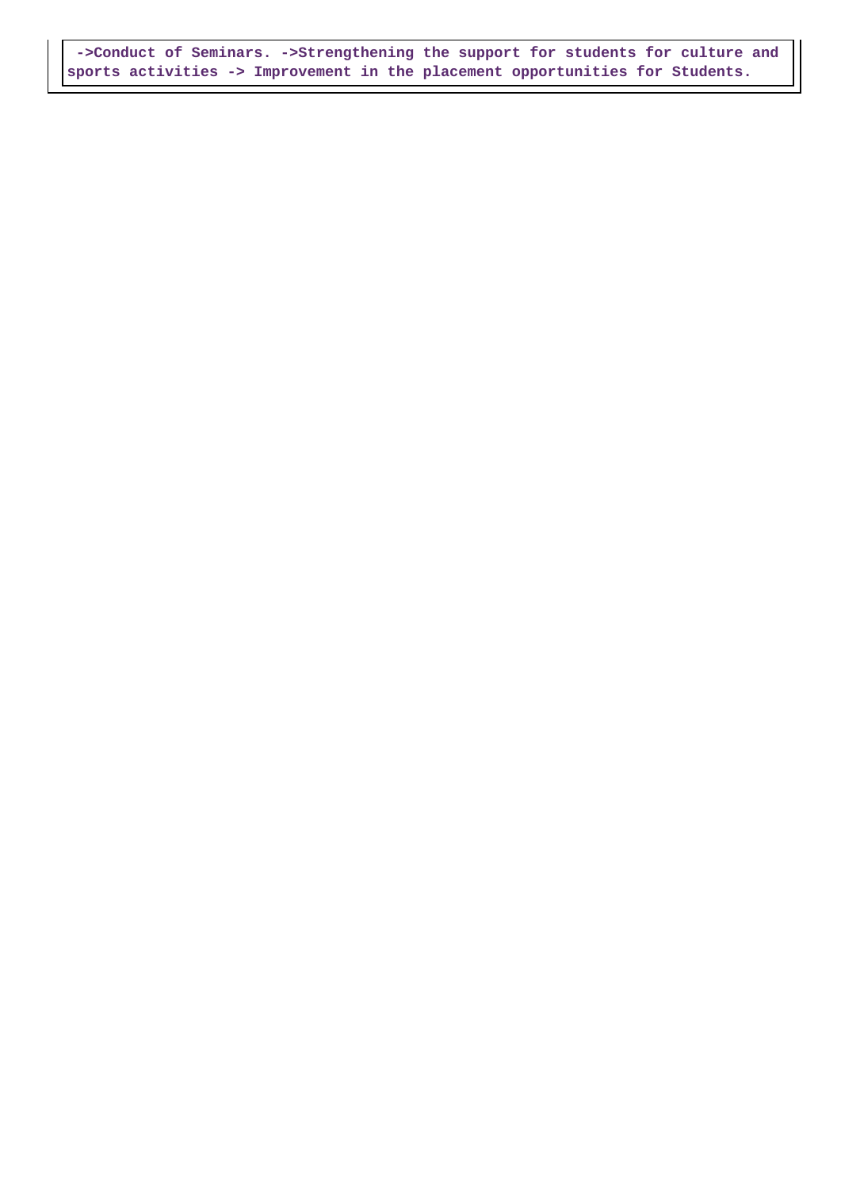**->Conduct of Seminars. ->Strengthening the support for students for culture and sports activities -> Improvement in the placement opportunities for Students.**